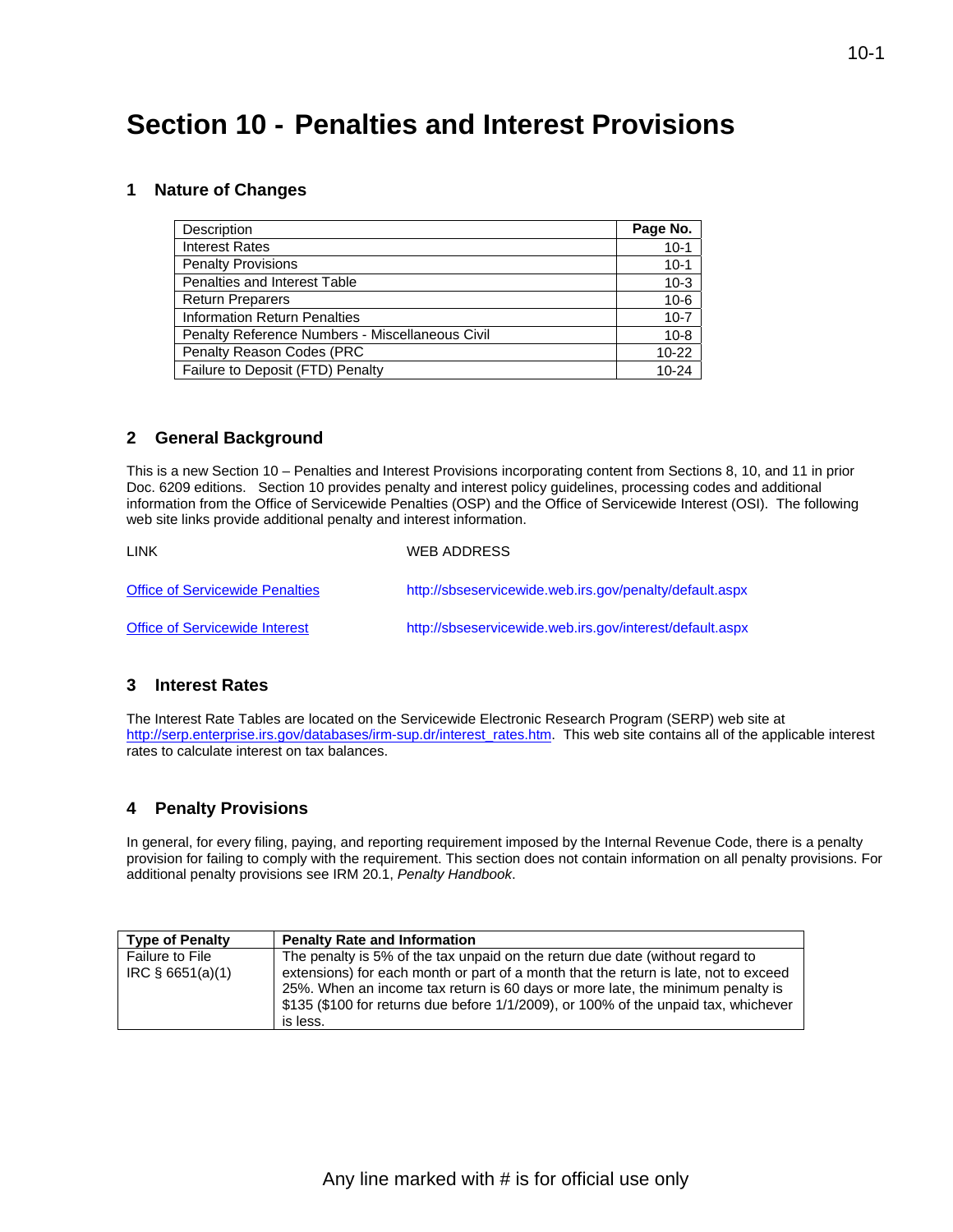# Section 10 - Penalties and Interest Provisions

## 1 Nature of Changes

| Description | Page No. |
|---|---|
| Interest Rates | 10-1 |
| Penalty Provisions | 10-1 |
| Penalties and Interest Table | 10-3 |
| Return Preparers | 10-6 |
| Information Return Penalties | 10-7 |
| Penalty Reference Numbers - Miscellaneous Civil | 10-8 |
| Penalty Reason Codes (PRC | 10-22 |
| Failure to Deposit (FTD) Penalty | 10-24 |

## 2 General Background

This is a new Section 10 – Penalties and Interest Provisions incorporating content from Sections 8, 10, and 11 in prior Doc. 6209 editions. Section 10 provides penalty and interest policy guidelines, processing codes and additional information from the Office of Servicewide Penalties (OSP) and the Office of Servicewide Interest (OSI). The following web site links provide additional penalty and interest information.

| LINK | WEB ADDRESS |
|---|---|
| Office of Servicewide Penalties | http://sbseservicewide.web.irs.gov/penalty/default.aspx |
| Office of Servicewide Interest | http://sbseservicewide.web.irs.gov/interest/default.aspx |

## 3 Interest Rates

The Interest Rate Tables are located on the Servicewide Electronic Research Program (SERP) web site at http://serp.enterprise.irs.gov/databases/irm-sup.dr/interest_rates.htm. This web site contains all of the applicable interest rates to calculate interest on tax balances.

## 4 Penalty Provisions

In general, for every filing, paying, and reporting requirement imposed by the Internal Revenue Code, there is a penalty provision for failing to comply with the requirement. This section does not contain information on all penalty provisions. For additional penalty provisions see IRM 20.1, *Penalty Handbook*.

| Type of Penalty | Penalty Rate and Information |
|---|---|
| Failure to File<br>IRC § 6651(a)(1) | The penalty is 5% of the tax unpaid on the return due date (without regard to extensions) for each month or part of a month that the return is late, not to exceed 25%. When an income tax return is 60 days or more late, the minimum penalty is $135 ($100 for returns due before 1/1/2009), or 100% of the unpaid tax, whichever is less. |

Any line marked with # is for official use only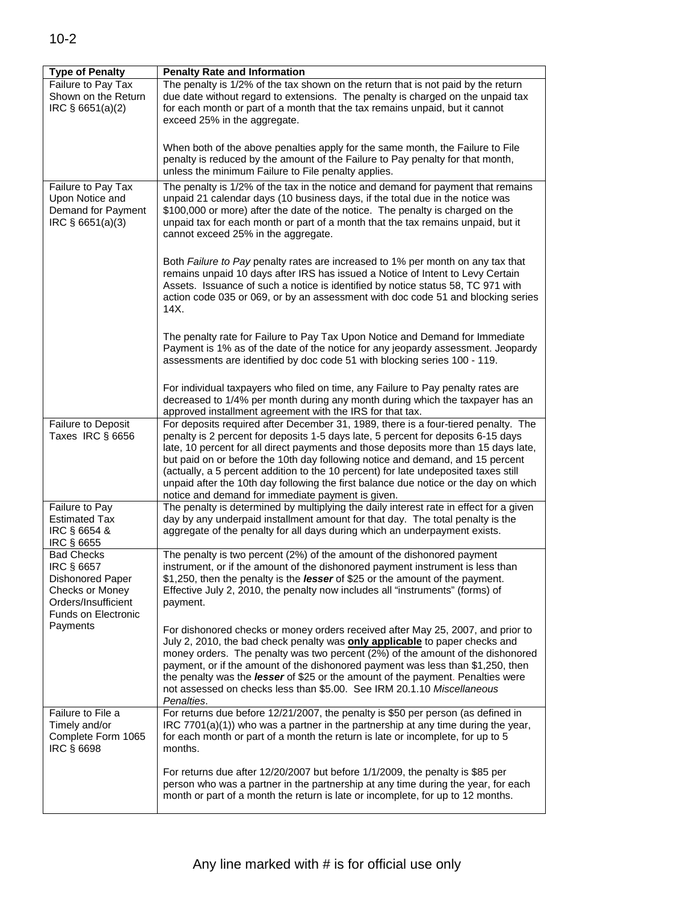| Type of Penalty | Penalty Rate and Information |
|---|---|
| Failure to Pay Tax Shown on the Return IRC § 6651(a)(2) | The penalty is 1/2% of the tax shown on the return that is not paid by the return due date without regard to extensions. The penalty is charged on the unpaid tax for each month or part of a month that the tax remains unpaid, but it cannot exceed 25% in the aggregate.<br><br>When both of the above penalties apply for the same month, the Failure to File penalty is reduced by the amount of the Failure to Pay penalty for that month, unless the minimum Failure to File penalty applies. |
| Failure to Pay Tax Upon Notice and Demand for Payment IRC § 6651(a)(3) | The penalty is 1/2% of the tax in the notice and demand for payment that remains unpaid 21 calendar days (10 business days, if the total due in the notice was $100,000 or more) after the date of the notice. The penalty is charged on the unpaid tax for each month or part of a month that the tax remains unpaid, but it cannot exceed 25% in the aggregate.<br><br>Both *Failure to Pay* penalty rates are increased to 1% per month on any tax that remains unpaid 10 days after IRS has issued a Notice of Intent to Levy Certain Assets. Issuance of such a notice is identified by notice status 58, TC 971 with action code 035 or 069, or by an assessment with doc code 51 and blocking series 14X.<br><br>The penalty rate for Failure to Pay Tax Upon Notice and Demand for Immediate Payment is 1% as of the date of the notice for any jeopardy assessment. Jeopardy assessments are identified by doc code 51 with blocking series 100 - 119.<br><br>For individual taxpayers who filed on time, any Failure to Pay penalty rates are decreased to 1/4% per month during any month during which the taxpayer has an approved installment agreement with the IRS for that tax. |
| Failure to Deposit Taxes IRC § 6656 | For deposits required after December 31, 1989, there is a four-tiered penalty. The penalty is 2 percent for deposits 1-5 days late, 5 percent for deposits 6-15 days late, 10 percent for all direct payments and those deposits more than 15 days late, but paid on or before the 10th day following notice and demand, and 15 percent (actually, a 5 percent addition to the 10 percent) for late undeposited taxes still unpaid after the 10th day following the first balance due notice or the day on which notice and demand for immediate payment is given. |
| Failure to Pay Estimated Tax IRC § 6654 & IRC § 6655 | The penalty is determined by multiplying the daily interest rate in effect for a given day by any underpaid installment amount for that day. The total penalty is the aggregate of the penalty for all days during which an underpayment exists. |
| Bad Checks IRC § 6657 Dishonored Paper Checks or Money Orders/Insufficient Funds on Electronic Payments | The penalty is two percent (2%) of the amount of the dishonored payment instrument, or if the amount of the dishonored payment instrument is less than $1,250, then the penalty is the ***lesser*** of $25 or the amount of the payment. Effective July 2, 2010, the penalty now includes all "instruments" (forms) of payment.<br><br>For dishonored checks or money orders received after May 25, 2007, and prior to July 2, 2010, the bad check penalty was **only applicable** to paper checks and money orders. The penalty was two percent (2%) of the amount of the dishonored payment, or if the amount of the dishonored payment was less than $1,250, then the penalty was the ***lesser*** of $25 or the amount of the payment. Penalties were not assessed on checks less than $5.00. See IRM 20.1.10 *Miscellaneous Penalties*. |
| Failure to File a Timely and/or Complete Form 1065 IRC § 6698 | For returns due before 12/21/2007, the penalty is $50 per person (as defined in IRC 7701(a)(1)) who was a partner in the partnership at any time during the year, for each month or part of a month the return is late or incomplete, for up to 5 months.<br><br>For returns due after 12/20/2007 but before 1/1/2009, the penalty is $85 per person who was a partner in the partnership at any time during the year, for each month or part of a month the return is late or incomplete, for up to 12 months. |

Any line marked with # is for official use only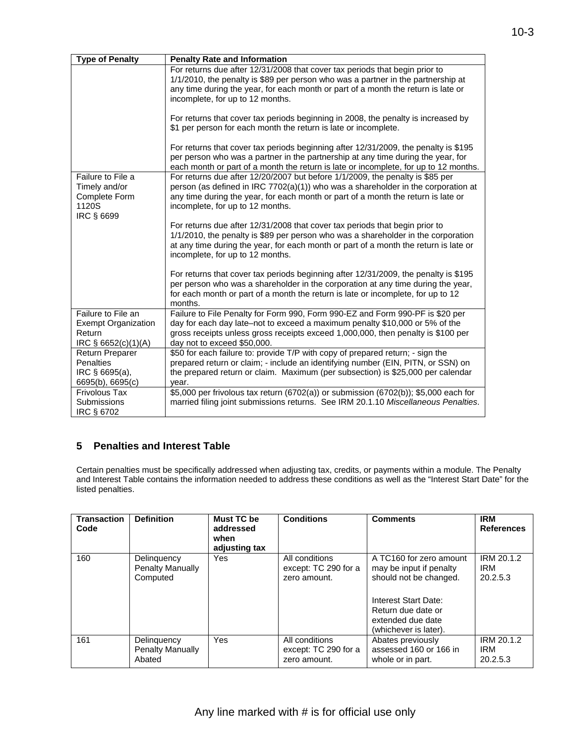| Type of Penalty | Penalty Rate and Information |
|---|---|
| | For returns due after 12/31/2008 that cover tax periods that begin prior to 1/1/2010, the penalty is $89 per person who was a partner in the partnership at any time during the year, for each month or part of a month the return is late or incomplete, for up to 12 months.<br><br>For returns that cover tax periods beginning in 2008, the penalty is increased by $1 per person for each month the return is late or incomplete.<br><br>For returns that cover tax periods beginning after 12/31/2009, the penalty is $195 per person who was a partner in the partnership at any time during the year, for each month or part of a month the return is late or incomplete, for up to 12 months. |
| Failure to File a Timely and/or Complete Form 1120S IRC § 6699 | For returns due after 12/20/2007 but before 1/1/2009, the penalty is $85 per person (as defined in IRC 7702(a)(1)) who was a shareholder in the corporation at any time during the year, for each month or part of a month the return is late or incomplete, for up to 12 months.<br><br>For returns due after 12/31/2008 that cover tax periods that begin prior to 1/1/2010, the penalty is $89 per person who was a shareholder in the corporation at any time during the year, for each month or part of a month the return is late or incomplete, for up to 12 months.<br><br>For returns that cover tax periods beginning after 12/31/2009, the penalty is $195 per person who was a shareholder in the corporation at any time during the year, for each month or part of a month the return is late or incomplete, for up to 12 months. |
| Failure to File an Exempt Organization Return IRC § 6652(c)(1)(A) | Failure to File Penalty for Form 990, Form 990-EZ and Form 990-PF is $20 per day for each day late–not to exceed a maximum penalty $10,000 or 5% of the gross receipts unless gross receipts exceed 1,000,000, then penalty is $100 per day not to exceed $50,000. |
| Return Preparer Penalties IRC § 6695(a), 6695(b), 6695(c) | $50 for each failure to: provide T/P with copy of prepared return; - sign the prepared return or claim; - include an identifying number (EIN, PITN, or SSN) on the prepared return or claim. Maximum (per subsection) is $25,000 per calendar year. |
| Frivolous Tax Submissions IRC § 6702 | $5,000 per frivolous tax return (6702(a)) or submission (6702(b)); $5,000 each for married filing joint submissions returns. See IRM 20.1.10 *Miscellaneous Penalties*. |

## 5 Penalties and Interest Table

Certain penalties must be specifically addressed when adjusting tax, credits, or payments within a module. The Penalty and Interest Table contains the information needed to address these conditions as well as the "Interest Start Date" for the listed penalties.

| Transaction Code | Definition | Must TC be addressed when adjusting tax | Conditions | Comments | IRM References |
|---|---|---|---|---|---|
| 160 | Delinquency Penalty Manually Computed | Yes | All conditions except: TC 290 for a zero amount. | A TC160 for zero amount may be input if penalty should not be changed.<br><br>Interest Start Date: Return due date or extended due date (whichever is later). | IRM 20.1.2 IRM 20.2.5.3 |
| 161 | Delinquency Penalty Manually Abated | Yes | All conditions except: TC 290 for a zero amount. | Abates previously assessed 160 or 166 in whole or in part. | IRM 20.1.2 IRM 20.2.5.3 |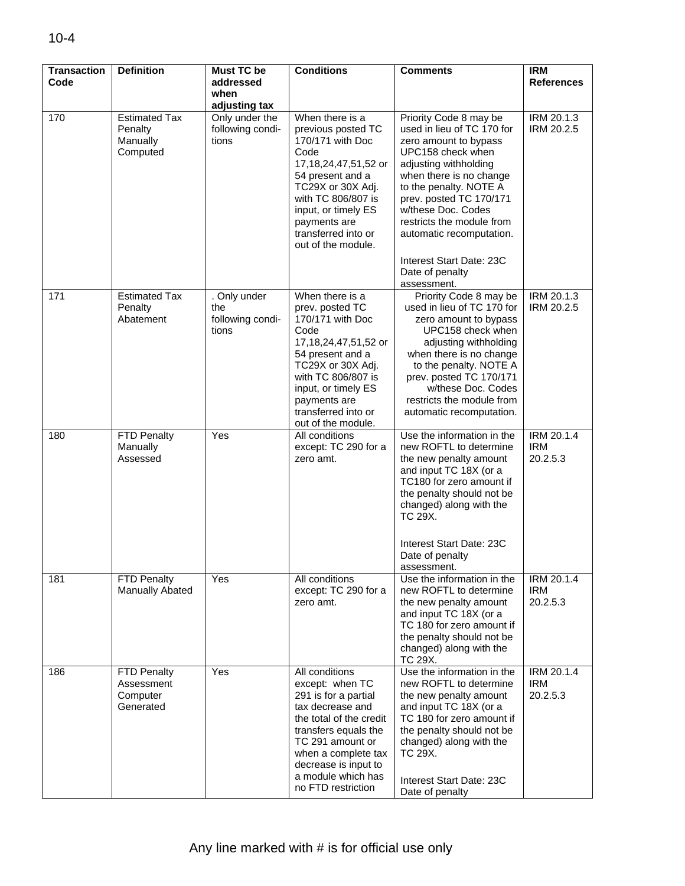| Transaction Code | Definition | Must TC be addressed when adjusting tax | Conditions | Comments | IRM References |
|---|---|---|---|---|---|
| 170 | Estimated Tax Penalty Manually Computed | Only under the following conditions | When there is a previous posted TC 170/171 with Doc Code 17,18,24,47,51,52 or 54 present and a TC29X or 30X Adj. with TC 806/807 is input, or timely ES payments are transferred into or out of the module. | Priority Code 8 may be used in lieu of TC 170 for zero amount to bypass UPC158 check when adjusting withholding when there is no change to the penalty. NOTE A prev. posted TC 170/171 w/these Doc. Codes restricts the module from automatic recomputation.<br><br>Interest Start Date: 23C Date of penalty assessment. | IRM 20.1.3 IRM 20.2.5 |
| 171 | Estimated Tax Penalty Abatement | . Only under the following conditions | When there is a prev. posted TC 170/171 with Doc Code 17,18,24,47,51,52 or 54 present and a TC29X or 30X Adj. with TC 806/807 is input, or timely ES payments are transferred into or out of the module. | Priority Code 8 may be used in lieu of TC 170 for zero amount to bypass UPC158 check when adjusting withholding when there is no change to the penalty. NOTE A prev. posted TC 170/171 w/these Doc. Codes restricts the module from automatic recomputation. | IRM 20.1.3 IRM 20.2.5 |
| 180 | FTD Penalty Manually Assessed | Yes | All conditions except: TC 290 for a zero amt. | Use the information in the new ROFTL to determine the new penalty amount and input TC 18X (or a TC180 for zero amount if the penalty should not be changed) along with the TC 29X.<br><br>Interest Start Date: 23C Date of penalty assessment. | IRM 20.1.4 IRM 20.2.5.3 |
| 181 | FTD Penalty Manually Abated | Yes | All conditions except: TC 290 for a zero amt. | Use the information in the new ROFTL to determine the new penalty amount and input TC 18X (or a TC 180 for zero amount if the penalty should not be changed) along with the TC 29X. | IRM 20.1.4 IRM 20.2.5.3 |
| 186 | FTD Penalty Assessment Computer Generated | Yes | All conditions except: when TC 291 is for a partial tax decrease and the total of the credit transfers equals the TC 291 amount or when a complete tax decrease is input to a module which has no FTD restriction | Use the information in the new ROFTL to determine the new penalty amount and input TC 18X (or a TC 180 for zero amount if the penalty should not be changed) along with the TC 29X.<br><br>Interest Start Date: 23C Date of penalty | IRM 20.1.4 IRM 20.2.5.3 |

Any line marked with # is for official use only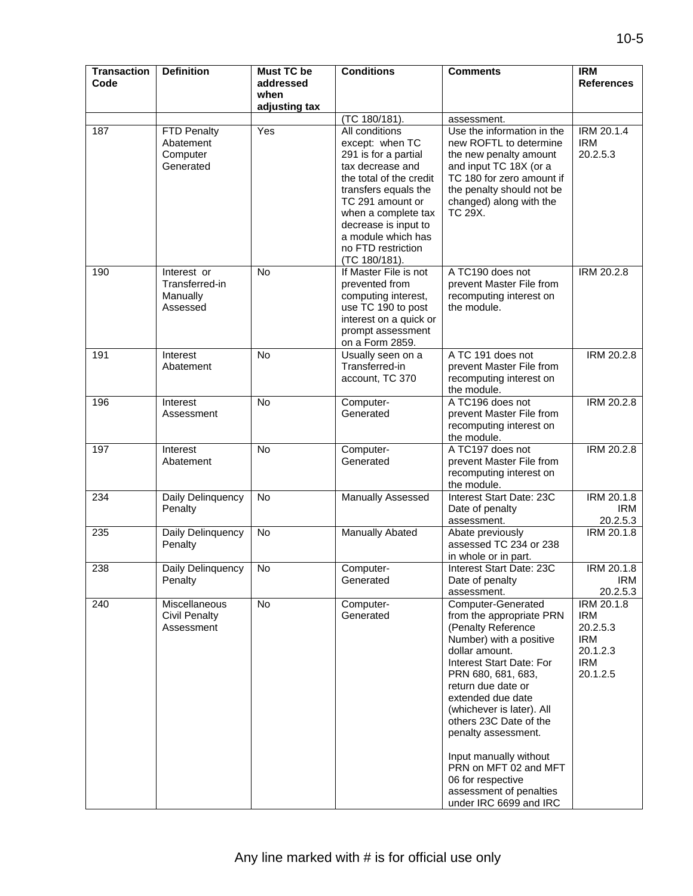| Transaction Code | Definition | Must TC be addressed when adjusting tax | Conditions | Comments | IRM References |
|---|---|---|---|---|---|
| | | | (TC 180/181). | assessment. | |
| 187 | FTD Penalty Abatement Computer Generated | Yes | All conditions except: when TC 291 is for a partial tax decrease and the total of the credit transfers equals the TC 291 amount or when a complete tax decrease is input to a module which has no FTD restriction (TC 180/181). | Use the information in the new ROFTL to determine the new penalty amount and input TC 18X (or a TC 180 for zero amount if the penalty should not be changed) along with the TC 29X. | IRM 20.1.4 IRM 20.2.5.3 |
| 190 | Interest or Transferred-in Manually Assessed | No | If Master File is not prevented from computing interest, use TC 190 to post interest on a quick or prompt assessment on a Form 2859. | A TC190 does not prevent Master File from recomputing interest on the module. | IRM 20.2.8 |
| 191 | Interest Abatement | No | Usually seen on a Transferred-in account, TC 370 | A TC 191 does not prevent Master File from recomputing interest on the module. | IRM 20.2.8 |
| 196 | Interest Assessment | No | Computer-Generated | A TC196 does not prevent Master File from recomputing interest on the module. | IRM 20.2.8 |
| 197 | Interest Abatement | No | Computer-Generated | A TC197 does not prevent Master File from recomputing interest on the module. | IRM 20.2.8 |
| 234 | Daily Delinquency Penalty | No | Manually Assessed | Interest Start Date: 23C Date of penalty assessment. | IRM 20.1.8 IRM 20.2.5.3 |
| 235 | Daily Delinquency Penalty | No | Manually Abated | Abate previously assessed TC 234 or 238 in whole or in part. | IRM 20.1.8 |
| 238 | Daily Delinquency Penalty | No | Computer-Generated | Interest Start Date: 23C Date of penalty assessment. | IRM 20.1.8 IRM 20.2.5.3 |
| 240 | Miscellaneous Civil Penalty Assessment | No | Computer-Generated | Computer-Generated from the appropriate PRN (Penalty Reference Number) with a positive dollar amount. Interest Start Date: For PRN 680, 681, 683, return due date or extended due date (whichever is later). All others 23C Date of the penalty assessment.<br><br>Input manually without PRN on MFT 02 and MFT 06 for respective assessment of penalties under IRC 6699 and IRC | IRM 20.1.8 IRM 20.2.5.3 IRM 20.1.2.3 IRM 20.1.2.5 |

Any line marked with # is for official use only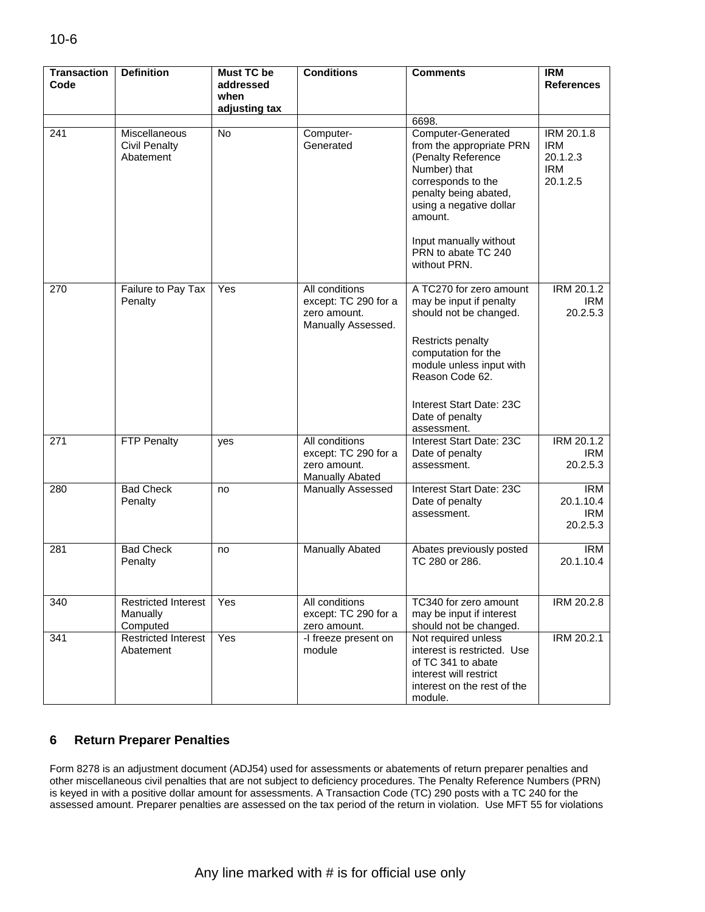| Transaction Code | Definition | Must TC be addressed when adjusting tax | Conditions | Comments | IRM References |
|---|---|---|---|---|---|
| | | | | 6698. | |
| 241 | Miscellaneous Civil Penalty Abatement | No | Computer-Generated | Computer-Generated from the appropriate PRN (Penalty Reference Number) that corresponds to the penalty being abated, using a negative dollar amount.<br><br>Input manually without PRN to abate TC 240 without PRN. | IRM 20.1.8 IRM 20.1.2.3 IRM 20.1.2.5 |
| 270 | Failure to Pay Tax Penalty | Yes | All conditions except: TC 290 for a zero amount. Manually Assessed. | A TC270 for zero amount may be input if penalty should not be changed.<br><br>Restricts penalty computation for the module unless input with Reason Code 62.<br><br>Interest Start Date: 23C Date of penalty assessment. | IRM 20.1.2 IRM 20.2.5.3 |
| 271 | FTP Penalty | yes | All conditions except: TC 290 for a zero amount. Manually Abated | Interest Start Date: 23C Date of penalty assessment. | IRM 20.1.2 IRM 20.2.5.3 |
| 280 | Bad Check Penalty | no | Manually Assessed | Interest Start Date: 23C Date of penalty assessment. | IRM 20.1.10.4 IRM 20.2.5.3 |
| 281 | Bad Check Penalty | no | Manually Abated | Abates previously posted TC 280 or 286. | IRM 20.1.10.4 |
| 340 | Restricted Interest Manually Computed | Yes | All conditions except: TC 290 for a zero amount. | TC340 for zero amount may be input if interest should not be changed. | IRM 20.2.8 |
| 341 | Restricted Interest Abatement | Yes | -I freeze present on module | Not required unless interest is restricted. Use of TC 341 to abate interest will restrict interest on the rest of the module. | IRM 20.2.1 |

## 6 Return Preparer Penalties

Form 8278 is an adjustment document (ADJ54) used for assessments or abatements of return preparer penalties and other miscellaneous civil penalties that are not subject to deficiency procedures. The Penalty Reference Numbers (PRN) is keyed in with a positive dollar amount for assessments. A Transaction Code (TC) 290 posts with a TC 240 for the assessed amount. Preparer penalties are assessed on the tax period of the return in violation. Use MFT 55 for violations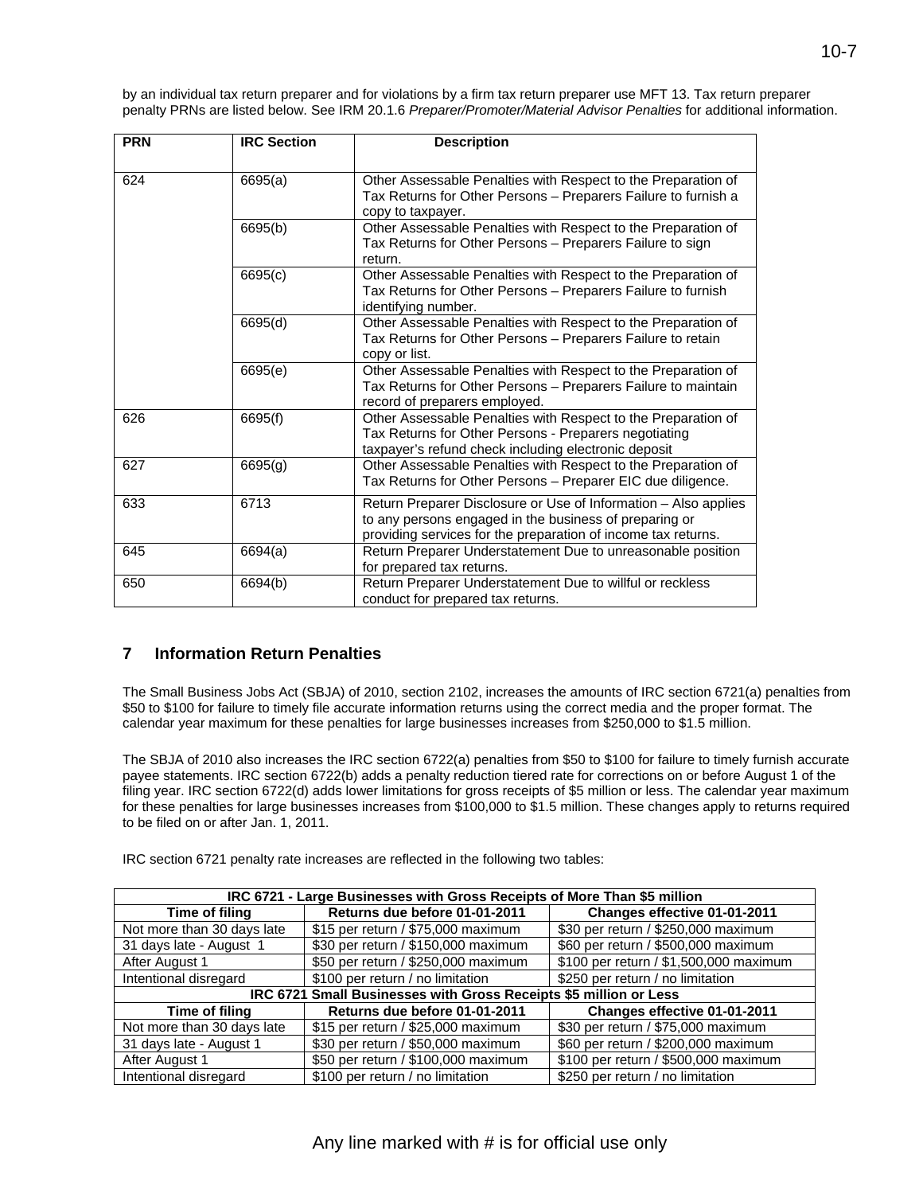by an individual tax return preparer and for violations by a firm tax return preparer use MFT 13. Tax return preparer penalty PRNs are listed below. See IRM 20.1.6 *Preparer/Promoter/Material Advisor Penalties* for additional information.

| PRN | IRC Section | Description |
|---|---|---|
| 624 | 6695(a) | Other Assessable Penalties with Respect to the Preparation of Tax Returns for Other Persons – Preparers Failure to furnish a copy to taxpayer. |
| | 6695(b) | Other Assessable Penalties with Respect to the Preparation of Tax Returns for Other Persons – Preparers Failure to sign return. |
| | 6695(c) | Other Assessable Penalties with Respect to the Preparation of Tax Returns for Other Persons – Preparers Failure to furnish identifying number. |
| | 6695(d) | Other Assessable Penalties with Respect to the Preparation of Tax Returns for Other Persons – Preparers Failure to retain copy or list. |
| | 6695(e) | Other Assessable Penalties with Respect to the Preparation of Tax Returns for Other Persons – Preparers Failure to maintain record of preparers employed. |
| 626 | 6695(f) | Other Assessable Penalties with Respect to the Preparation of Tax Returns for Other Persons - Preparers negotiating taxpayer's refund check including electronic deposit |
| 627 | 6695(g) | Other Assessable Penalties with Respect to the Preparation of Tax Returns for Other Persons – Preparer EIC due diligence. |
| 633 | 6713 | Return Preparer Disclosure or Use of Information – Also applies to any persons engaged in the business of preparing or providing services for the preparation of income tax returns. |
| 645 | 6694(a) | Return Preparer Understatement Due to unreasonable position for prepared tax returns. |
| 650 | 6694(b) | Return Preparer Understatement Due to willful or reckless conduct for prepared tax returns. |

## 7 Information Return Penalties

The Small Business Jobs Act (SBJA) of 2010, section 2102, increases the amounts of IRC section 6721(a) penalties from $50 to $100 for failure to timely file accurate information returns using the correct media and the proper format. The calendar year maximum for these penalties for large businesses increases from $250,000 to $1.5 million.

The SBJA of 2010 also increases the IRC section 6722(a) penalties from $50 to $100 for failure to timely furnish accurate payee statements. IRC section 6722(b) adds a penalty reduction tiered rate for corrections on or before August 1 of the filing year. IRC section 6722(d) adds lower limitations for gross receipts of $5 million or less. The calendar year maximum for these penalties for large businesses increases from $100,000 to $1.5 million. These changes apply to returns required to be filed on or after Jan. 1, 2011.

IRC section 6721 penalty rate increases are reflected in the following two tables:

| IRC 6721 - Large Businesses with Gross Receipts of More Than $5 million | | |
|---|---|---|
| **Time of filing** | **Returns due before 01-01-2011** | **Changes effective 01-01-2011** |
| Not more than 30 days late | $15 per return / $75,000 maximum | $30 per return / $250,000 maximum |
| 31 days late - August 1 | $30 per return / $150,000 maximum | $60 per return / $500,000 maximum |
| After August 1 | $50 per return / $250,000 maximum | $100 per return / $1,500,000 maximum |
| Intentional disregard | $100 per return / no limitation | $250 per return / no limitation |
| **IRC 6721 Small Businesses with Gross Receipts $5 million or Less** | | |
| **Time of filing** | **Returns due before 01-01-2011** | **Changes effective 01-01-2011** |
| Not more than 30 days late | $15 per return / $25,000 maximum | $30 per return / $75,000 maximum |
| 31 days late - August 1 | $30 per return / $50,000 maximum | $60 per return / $200,000 maximum |
| After August 1 | $50 per return / $100,000 maximum | $100 per return / $500,000 maximum |
| Intentional disregard | $100 per return / no limitation | $250 per return / no limitation |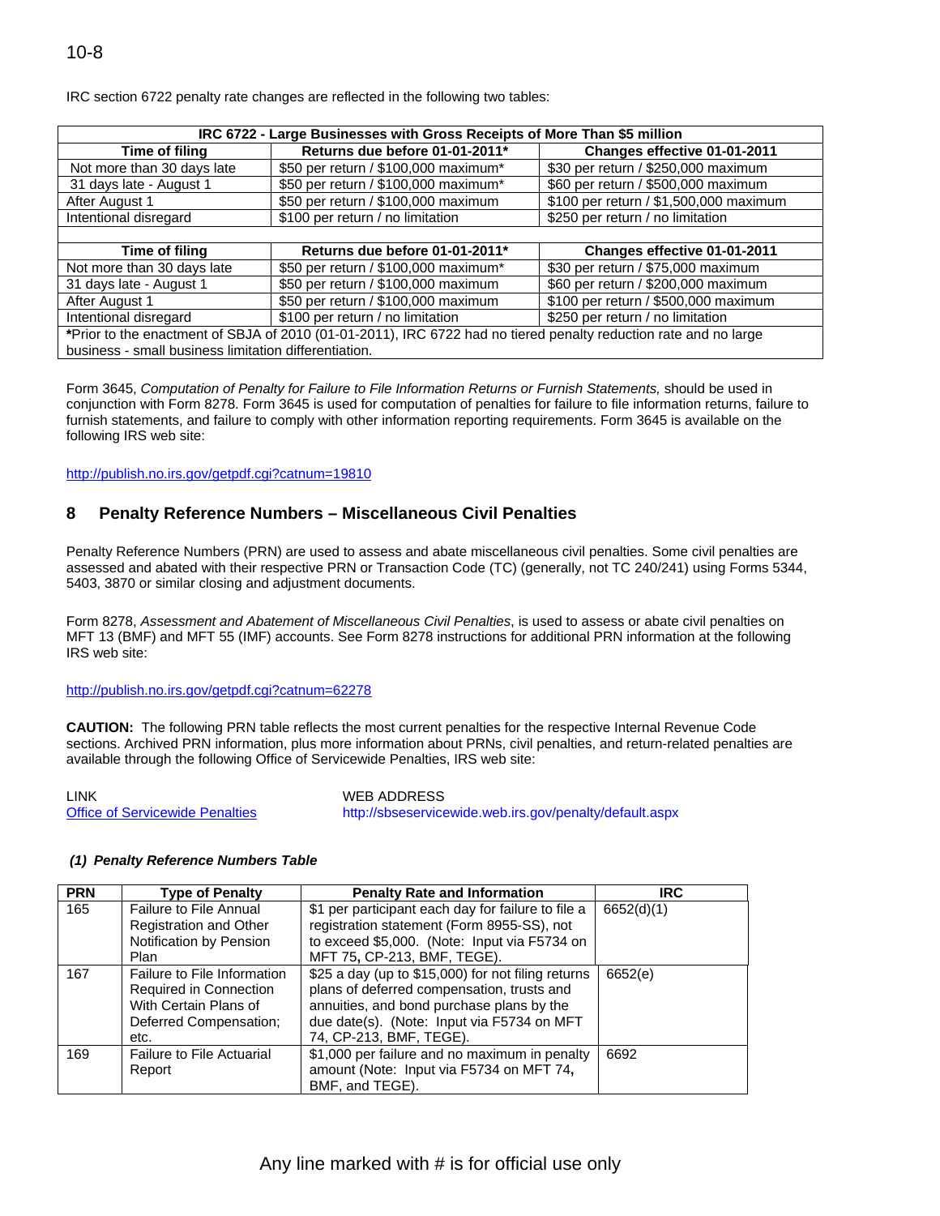IRC section 6722 penalty rate changes are reflected in the following two tables:

| IRC 6722 - Large Businesses with Gross Receipts of More Than $5 million | | |
|---|---|---|
| **Time of filing** | **Returns due before 01-01-2011*** | **Changes effective 01-01-2011** |
| Not more than 30 days late | $50 per return / $100,000 maximum* | $30 per return / $250,000 maximum |
| 31 days late - August 1 | $50 per return / $100,000 maximum* | $60 per return / $500,000 maximum |
| After August 1 | $50 per return / $100,000 maximum | $100 per return / $1,500,000 maximum |
| Intentional disregard | $100 per return / no limitation | $250 per return / no limitation |

| Time of filing | Returns due before 01-01-2011* | Changes effective 01-01-2011 |
|---|---|---|
| Not more than 30 days late | $50 per return / $100,000 maximum* | $30 per return / $75,000 maximum |
| 31 days late - August 1 | $50 per return / $100,000 maximum | $60 per return / $200,000 maximum |
| After August 1 | $50 per return / $100,000 maximum | $100 per return / $500,000 maximum |
| Intentional disregard | $100 per return / no limitation | $250 per return / no limitation |

***Prior to the enactment of SBJA of 2010 (01-01-2011), IRC 6722 had no tiered penalty reduction rate and no large business - small business limitation differentiation.

Form 3645, *Computation of Penalty for Failure to File Information Returns or Furnish Statements,* should be used in conjunction with Form 8278. Form 3645 is used for computation of penalties for failure to file information returns, failure to furnish statements, and failure to comply with other information reporting requirements. Form 3645 is available on the following IRS web site:

http://publish.no.irs.gov/getpdf.cgi?catnum=19810

## 8 Penalty Reference Numbers – Miscellaneous Civil Penalties

Penalty Reference Numbers (PRN) are used to assess and abate miscellaneous civil penalties. Some civil penalties are assessed and abated with their respective PRN or Transaction Code (TC) (generally, not TC 240/241) using Forms 5344, 5403, 3870 or similar closing and adjustment documents.

Form 8278, *Assessment and Abatement of Miscellaneous Civil Penalties*, is used to assess or abate civil penalties on MFT 13 (BMF) and MFT 55 (IMF) accounts. See Form 8278 instructions for additional PRN information at the following IRS web site:

http://publish.no.irs.gov/getpdf.cgi?catnum=62278

**CAUTION:** The following PRN table reflects the most current penalties for the respective Internal Revenue Code sections. Archived PRN information, plus more information about PRNs, civil penalties, and return-related penalties are available through the following Office of Servicewide Penalties, IRS web site:

| LINK | WEB ADDRESS |
|---|---|
| Office of Servicewide Penalties | http://sbseservicewide.web.irs.gov/penalty/default.aspx |

***(1) Penalty Reference Numbers Table***

| PRN | Type of Penalty | Penalty Rate and Information | IRC |
|---|---|---|---|
| 165 | Failure to File Annual Registration and Other Notification by Pension Plan | $1 per participant each day for failure to file a registration statement (Form 8955-SS), not to exceed $5,000. (Note: Input via F5734 on MFT 75, CP-213, BMF, TEGE). | 6652(d)(1) |
| 167 | Failure to File Information Required in Connection With Certain Plans of Deferred Compensation; etc. | $25 a day (up to $15,000) for not filing returns plans of deferred compensation, trusts and annuities, and bond purchase plans by the due date(s). (Note: Input via F5734 on MFT 74, CP-213, BMF, TEGE). | 6652(e) |
| 169 | Failure to File Actuarial Report | $1,000 per failure and no maximum in penalty amount (Note: Input via F5734 on MFT 74, BMF, and TEGE). | 6692 |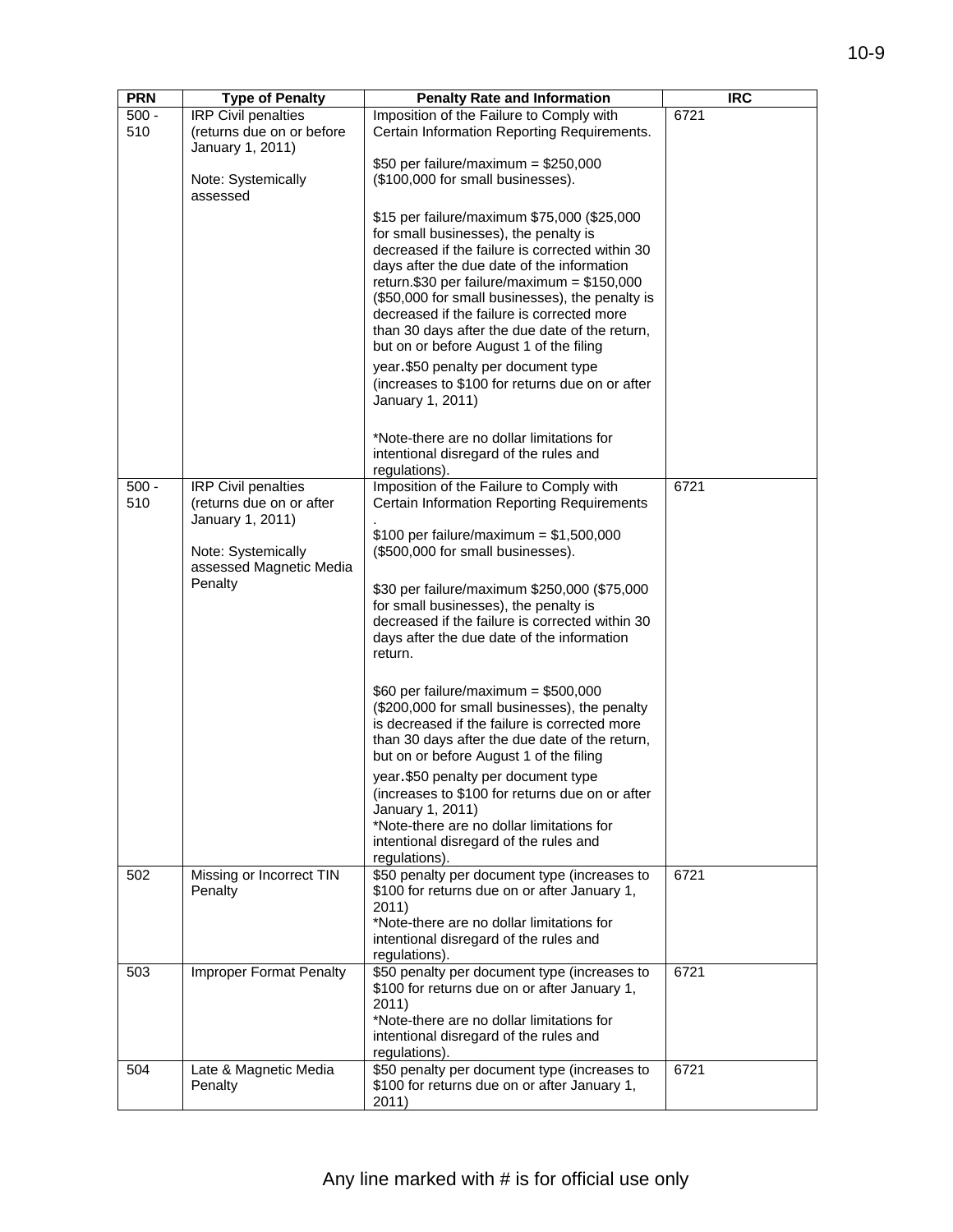| PRN | Type of Penalty | Penalty Rate and Information | IRC |
|---|---|---|---|
| 500 - 510 | IRP Civil penalties (returns due on or before January 1, 2011)<br><br>Note: Systemically assessed | Imposition of the Failure to Comply with Certain Information Reporting Requirements.<br><br>$50 per failure/maximum = $250,000 ($100,000 for small businesses).<br><br>$15 per failure/maximum $75,000 ($25,000 for small businesses), the penalty is decreased if the failure is corrected within 30 days after the due date of the information return.$30 per failure/maximum = $150,000 ($50,000 for small businesses), the penalty is decreased if the failure is corrected more than 30 days after the due date of the return, but on or before August 1 of the filing year.$50 penalty per document type (increases to $100 for returns due on or after January 1, 2011)<br><br>*Note-there are no dollar limitations for intentional disregard of the rules and regulations). | 6721 |
| 500 - 510 | IRP Civil penalties (returns due on or after January 1, 2011)<br><br>Note: Systemically assessed Magnetic Media Penalty | Imposition of the Failure to Comply with Certain Information Reporting Requirements .<br>$100 per failure/maximum = $1,500,000 ($500,000 for small businesses).<br><br>$30 per failure/maximum $250,000 ($75,000 for small businesses), the penalty is decreased if the failure is corrected within 30 days after the due date of the information return.<br><br>$60 per failure/maximum = $500,000 ($200,000 for small businesses), the penalty is decreased if the failure is corrected more than 30 days after the due date of the return, but on or before August 1 of the filing year.$50 penalty per document type (increases to $100 for returns due on or after January 1, 2011)<br>*Note-there are no dollar limitations for intentional disregard of the rules and regulations). | 6721 |
| 502 | Missing or Incorrect TIN Penalty | $50 penalty per document type (increases to $100 for returns due on or after January 1, 2011)<br>*Note-there are no dollar limitations for intentional disregard of the rules and regulations). | 6721 |
| 503 | Improper Format Penalty | $50 penalty per document type (increases to $100 for returns due on or after January 1, 2011)<br>*Note-there are no dollar limitations for intentional disregard of the rules and regulations). | 6721 |
| 504 | Late & Magnetic Media Penalty | $50 penalty per document type (increases to $100 for returns due on or after January 1, 2011) | 6721 |

Any line marked with # is for official use only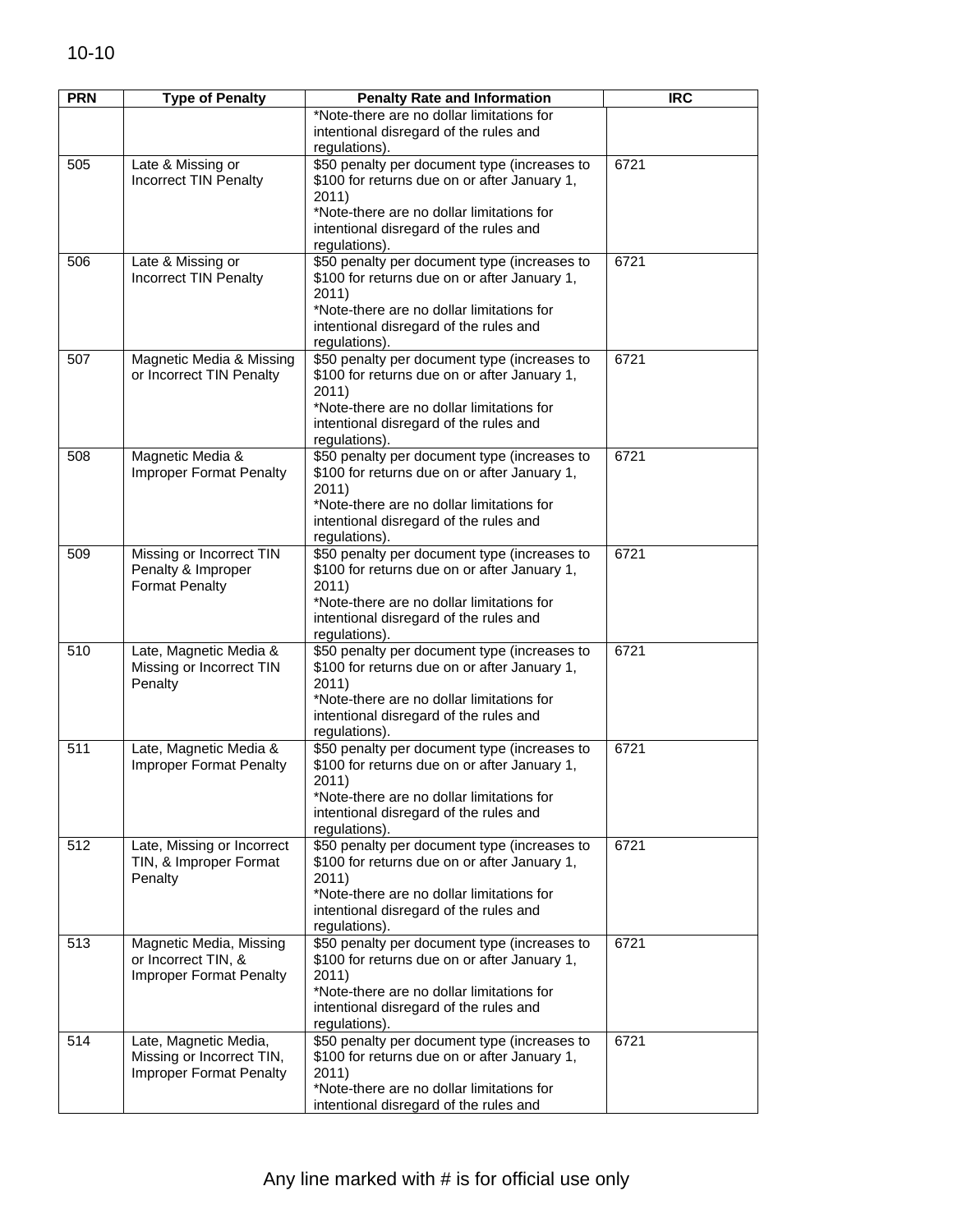| PRN | Type of Penalty | Penalty Rate and Information | IRC |
|---|---|---|---|
| | | *Note-there are no dollar limitations for intentional disregard of the rules and regulations). | |
| 505 | Late & Missing or Incorrect TIN Penalty | $50 penalty per document type (increases to $100 for returns due on or after January 1, 2011) *Note-there are no dollar limitations for intentional disregard of the rules and regulations). | 6721 |
| 506 | Late & Missing or Incorrect TIN Penalty | $50 penalty per document type (increases to $100 for returns due on or after January 1, 2011) *Note-there are no dollar limitations for intentional disregard of the rules and regulations). | 6721 |
| 507 | Magnetic Media & Missing or Incorrect TIN Penalty | $50 penalty per document type (increases to $100 for returns due on or after January 1, 2011) *Note-there are no dollar limitations for intentional disregard of the rules and regulations). | 6721 |
| 508 | Magnetic Media & Improper Format Penalty | $50 penalty per document type (increases to $100 for returns due on or after January 1, 2011) *Note-there are no dollar limitations for intentional disregard of the rules and regulations). | 6721 |
| 509 | Missing or Incorrect TIN Penalty & Improper Format Penalty | $50 penalty per document type (increases to $100 for returns due on or after January 1, 2011) *Note-there are no dollar limitations for intentional disregard of the rules and regulations). | 6721 |
| 510 | Late, Magnetic Media & Missing or Incorrect TIN Penalty | $50 penalty per document type (increases to $100 for returns due on or after January 1, 2011) *Note-there are no dollar limitations for intentional disregard of the rules and regulations). | 6721 |
| 511 | Late, Magnetic Media & Improper Format Penalty | $50 penalty per document type (increases to $100 for returns due on or after January 1, 2011) *Note-there are no dollar limitations for intentional disregard of the rules and regulations). | 6721 |
| 512 | Late, Missing or Incorrect TIN, & Improper Format Penalty | $50 penalty per document type (increases to $100 for returns due on or after January 1, 2011) *Note-there are no dollar limitations for intentional disregard of the rules and regulations). | 6721 |
| 513 | Magnetic Media, Missing or Incorrect TIN, & Improper Format Penalty | $50 penalty per document type (increases to $100 for returns due on or after January 1, 2011) *Note-there are no dollar limitations for intentional disregard of the rules and regulations). | 6721 |
| 514 | Late, Magnetic Media, Missing or Incorrect TIN, Improper Format Penalty | $50 penalty per document type (increases to $100 for returns due on or after January 1, 2011) *Note-there are no dollar limitations for intentional disregard of the rules and | 6721 |

Any line marked with # is for official use only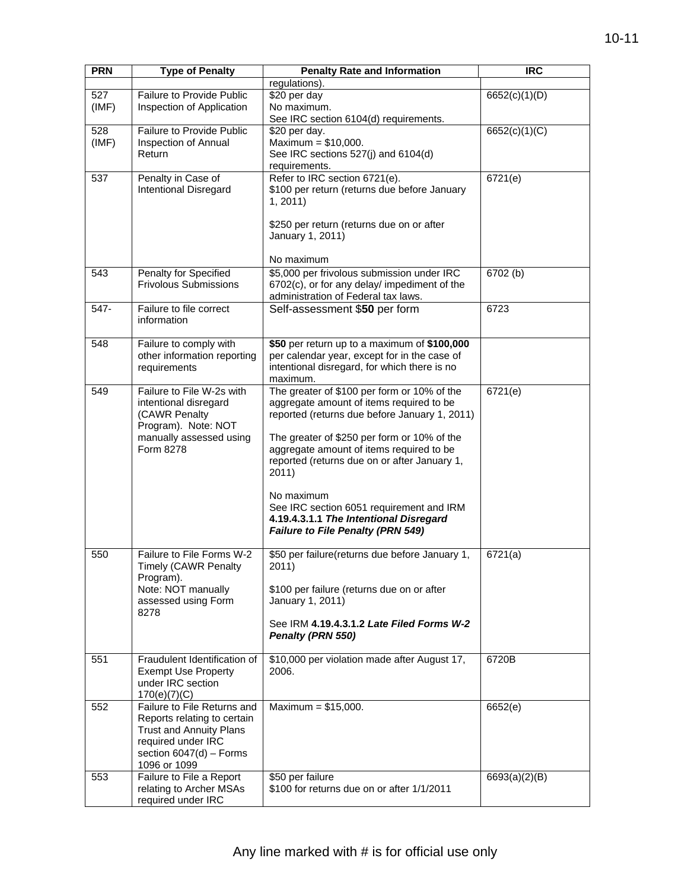| PRN | Type of Penalty | Penalty Rate and Information | IRC |
|---|---|---|---|
| | | regulations). | |
| 527 (IMF) | Failure to Provide Public Inspection of Application | $20 per day<br>No maximum.<br>See IRC section 6104(d) requirements. | 6652(c)(1)(D) |
| 528 (IMF) | Failure to Provide Public Inspection of Annual Return | $20 per day.<br>Maximum = $10,000.<br>See IRC sections 527(j) and 6104(d) requirements. | 6652(c)(1)(C) |
| 537 | Penalty in Case of Intentional Disregard | Refer to IRC section 6721(e).<br>$100 per return (returns due before January 1, 2011)<br><br>$250 per return (returns due on or after January 1, 2011)<br><br>No maximum | 6721(e) |
| 543 | Penalty for Specified Frivolous Submissions | $5,000 per frivolous submission under IRC 6702(c), or for any delay/ impediment of the administration of Federal tax laws. | 6702 (b) |
| 547- | Failure to file correct information | Self-assessment $**50** per form | 6723 |
| 548 | Failure to comply with other information reporting requirements | **$50** per return up to a maximum of **$100,000** per calendar year, except for in the case of intentional disregard, for which there is no maximum. | |
| 549 | Failure to File W-2s with intentional disregard (CAWR Penalty Program). Note: NOT manually assessed using Form 8278 | The greater of $100 per form or 10% of the aggregate amount of items required to be reported (returns due before January 1, 2011)<br><br>The greater of $250 per form or 10% of the aggregate amount of items required to be reported (returns due on or after January 1, 2011)<br><br>No maximum<br>See IRC section 6051 requirement and IRM **4.19.4.3.1.1** ***The Intentional Disregard Failure to File Penalty (PRN 549)*** | 6721(e) |
| 550 | Failure to File Forms W-2 Timely (CAWR Penalty Program).<br>Note: NOT manually assessed using Form 8278 | $50 per failure(returns due before January 1, 2011)<br><br>$100 per failure (returns due on or after January 1, 2011)<br><br>See IRM **4.19.4.3.1.2** ***Late Filed Forms W-2 Penalty (PRN 550)*** | 6721(a) |
| 551 | Fraudulent Identification of Exempt Use Property under IRC section 170(e)(7)(C) | $10,000 per violation made after August 17, 2006. | 6720B |
| 552 | Failure to File Returns and Reports relating to certain Trust and Annuity Plans required under IRC section 6047(d) – Forms 1096 or 1099 | Maximum = $15,000. | 6652(e) |
| 553 | Failure to File a Report relating to Archer MSAs required under IRC | $50 per failure<br>$100 for returns due on or after 1/1/2011 | 6693(a)(2)(B) |

Any line marked with # is for official use only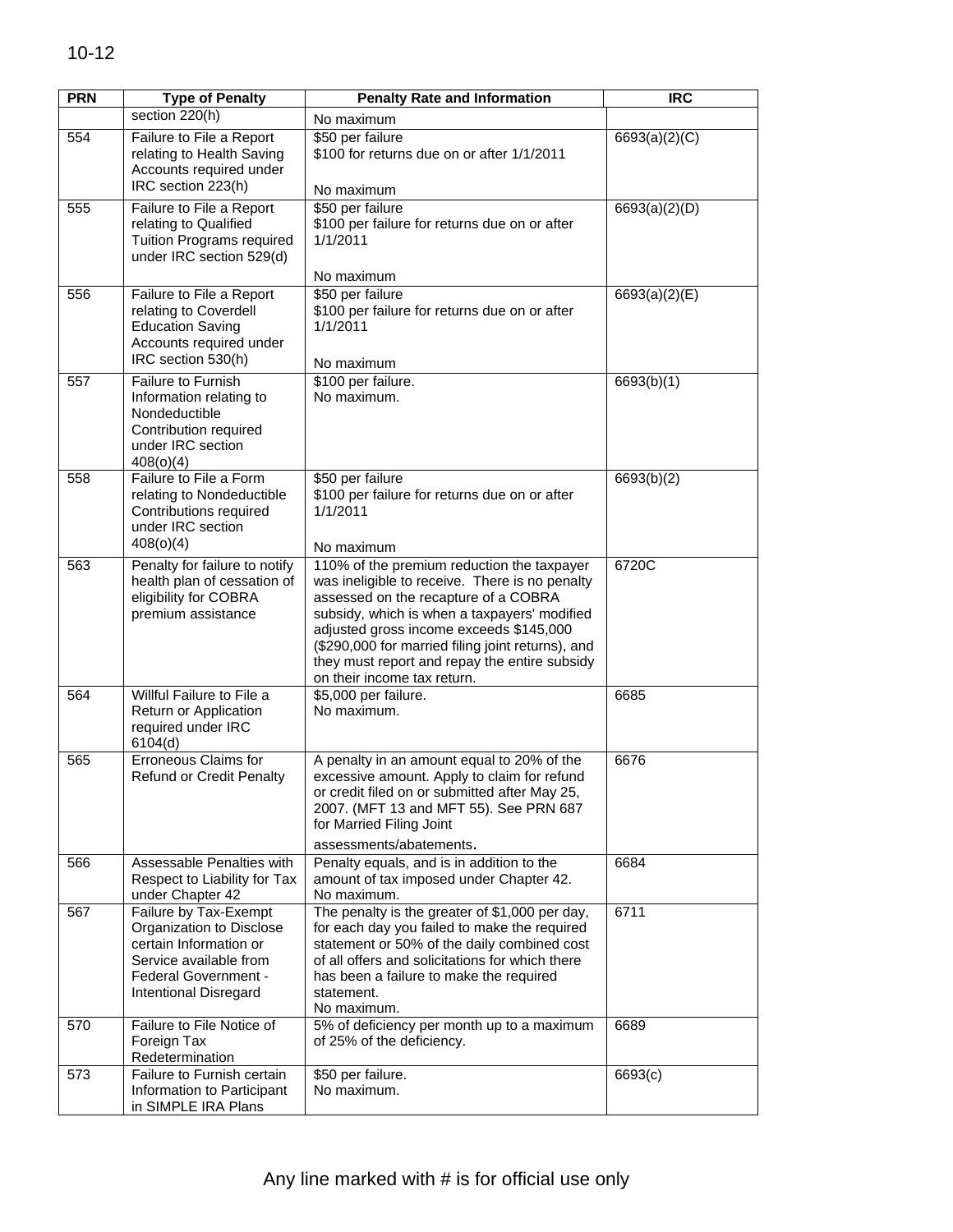| PRN | Type of Penalty | Penalty Rate and Information | IRC |
|---|---|---|---|
| | section 220(h) | No maximum | |
| 554 | Failure to File a Report relating to Health Saving Accounts required under IRC section 223(h) | $50 per failure<br>$100 for returns due on or after 1/1/2011<br><br>No maximum | 6693(a)(2)(C) |
| 555 | Failure to File a Report relating to Qualified Tuition Programs required under IRC section 529(d) | $50 per failure<br>$100 per failure for returns due on or after 1/1/2011<br><br>No maximum | 6693(a)(2)(D) |
| 556 | Failure to File a Report relating to Coverdell Education Saving Accounts required under IRC section 530(h) | $50 per failure<br>$100 per failure for returns due on or after 1/1/2011<br><br>No maximum | 6693(a)(2)(E) |
| 557 | Failure to Furnish Information relating to Nondeductible Contribution required under IRC section 408(o)(4) | $100 per failure.<br>No maximum. | 6693(b)(1) |
| 558 | Failure to File a Form relating to Nondeductible Contributions required under IRC section 408(o)(4) | $50 per failure<br>$100 per failure for returns due on or after 1/1/2011<br><br>No maximum | 6693(b)(2) |
| 563 | Penalty for failure to notify health plan of cessation of eligibility for COBRA premium assistance | 110% of the premium reduction the taxpayer was ineligible to receive. There is no penalty assessed on the recapture of a COBRA subsidy, which is when a taxpayers' modified adjusted gross income exceeds $145,000 ($290,000 for married filing joint returns), and they must report and repay the entire subsidy on their income tax return. | 6720C |
| 564 | Willful Failure to File a Return or Application required under IRC 6104(d) | $5,000 per failure.<br>No maximum. | 6685 |
| 565 | Erroneous Claims for Refund or Credit Penalty | A penalty in an amount equal to 20% of the excessive amount. Apply to claim for refund or credit filed on or submitted after May 25, 2007. (MFT 13 and MFT 55). See PRN 687 for Married Filing Joint assessments/abatements. | 6676 |
| 566 | Assessable Penalties with Respect to Liability for Tax under Chapter 42 | Penalty equals, and is in addition to the amount of tax imposed under Chapter 42.<br>No maximum. | 6684 |
| 567 | Failure by Tax-Exempt Organization to Disclose certain Information or Service available from Federal Government - Intentional Disregard | The penalty is the greater of $1,000 per day, for each day you failed to make the required statement or 50% of the daily combined cost of all offers and solicitations for which there has been a failure to make the required statement.<br>No maximum. | 6711 |
| 570 | Failure to File Notice of Foreign Tax Redetermination | 5% of deficiency per month up to a maximum of 25% of the deficiency. | 6689 |
| 573 | Failure to Furnish certain Information to Participant in SIMPLE IRA Plans | $50 per failure.<br>No maximum. | 6693(c) |

Any line marked with # is for official use only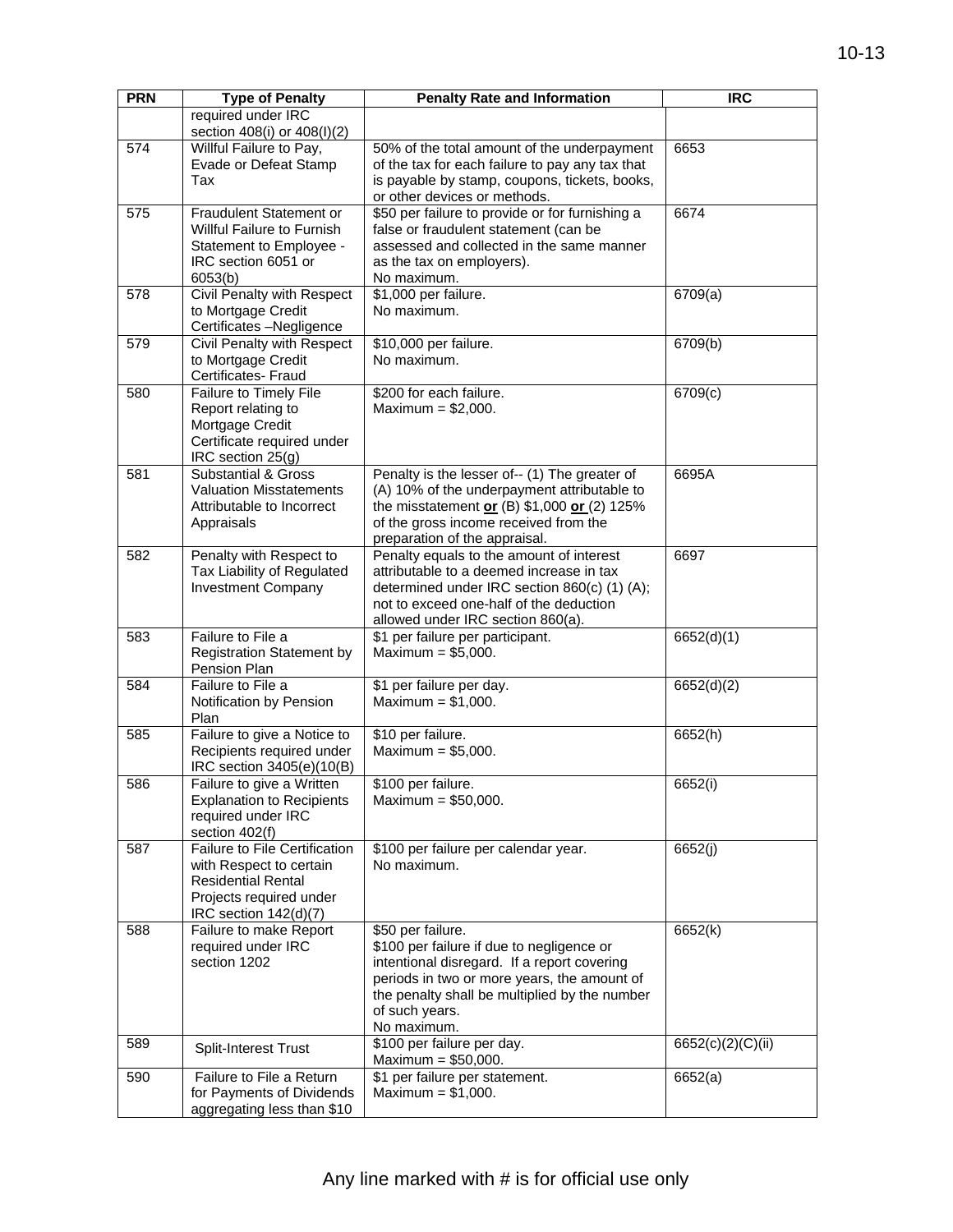| PRN | Type of Penalty | Penalty Rate and Information | IRC |
|---|---|---|---|
| | required under IRC section 408(i) or 408(l)(2) | | |
| 574 | Willful Failure to Pay, Evade or Defeat Stamp Tax | 50% of the total amount of the underpayment of the tax for each failure to pay any tax that is payable by stamp, coupons, tickets, books, or other devices or methods. | 6653 |
| 575 | Fraudulent Statement or Willful Failure to Furnish Statement to Employee - IRC section 6051 or 6053(b) | $50 per failure to provide or for furnishing a false or fraudulent statement (can be assessed and collected in the same manner as the tax on employers).<br>No maximum. | 6674 |
| 578 | Civil Penalty with Respect to Mortgage Credit Certificates –Negligence | $1,000 per failure.<br>No maximum. | 6709(a) |
| 579 | Civil Penalty with Respect to Mortgage Credit Certificates- Fraud | $10,000 per failure.<br>No maximum. | 6709(b) |
| 580 | Failure to Timely File Report relating to Mortgage Credit Certificate required under IRC section 25(g) | $200 for each failure.<br>Maximum = $2,000. | 6709(c) |
| 581 | Substantial & Gross Valuation Misstatements Attributable to Incorrect Appraisals | Penalty is the lesser of-- (1) The greater of (A) 10% of the underpayment attributable to the misstatement **or** (B) $1,000 **or** (2) 125% of the gross income received from the preparation of the appraisal. | 6695A |
| 582 | Penalty with Respect to Tax Liability of Regulated Investment Company | Penalty equals to the amount of interest attributable to a deemed increase in tax determined under IRC section 860(c) (1) (A); not to exceed one-half of the deduction allowed under IRC section 860(a). | 6697 |
| 583 | Failure to File a Registration Statement by Pension Plan | $1 per failure per participant.<br>Maximum = $5,000. | 6652(d)(1) |
| 584 | Failure to File a Notification by Pension Plan | $1 per failure per day.<br>Maximum = $1,000. | 6652(d)(2) |
| 585 | Failure to give a Notice to Recipients required under IRC section 3405(e)(10(B) | $10 per failure.<br>Maximum = $5,000. | 6652(h) |
| 586 | Failure to give a Written Explanation to Recipients required under IRC section 402(f) | $100 per failure.<br>Maximum = $50,000. | 6652(i) |
| 587 | Failure to File Certification with Respect to certain Residential Rental Projects required under IRC section 142(d)(7) | $100 per failure per calendar year.<br>No maximum. | 6652(j) |
| 588 | Failure to make Report required under IRC section 1202 | $50 per failure.<br>$100 per failure if due to negligence or intentional disregard. If a report covering periods in two or more years, the amount of the penalty shall be multiplied by the number of such years.<br>No maximum. | 6652(k) |
| 589 | Split-Interest Trust | $100 per failure per day.<br>Maximum = $50,000. | 6652(c)(2)(C)(ii) |
| 590 | Failure to File a Return for Payments of Dividends aggregating less than $10 | $1 per failure per statement.<br>Maximum = $1,000. | 6652(a) |

Any line marked with # is for official use only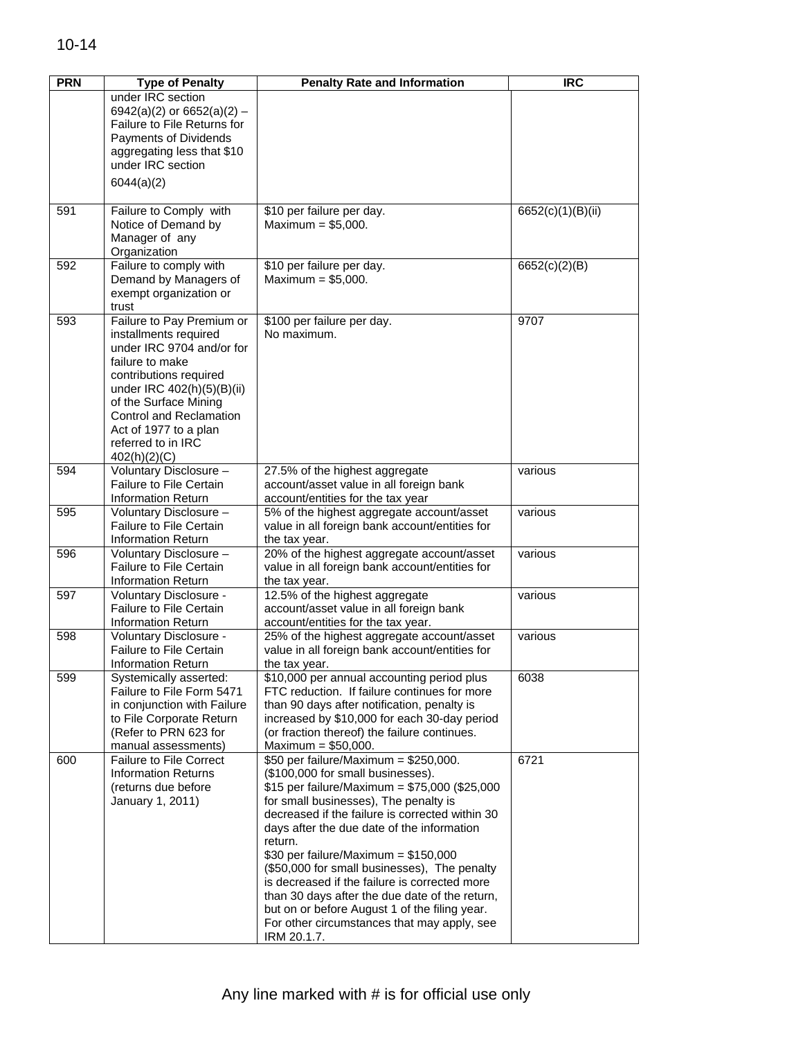| PRN | Type of Penalty | Penalty Rate and Information | IRC |
|---|---|---|---|
| | under IRC section 6942(a)(2) or 6652(a)(2) – Failure to File Returns for Payments of Dividends aggregating less that $10 under IRC section 6044(a)(2) | | |
| 591 | Failure to Comply with Notice of Demand by Manager of any Organization | $10 per failure per day. Maximum = $5,000. | 6652(c)(1)(B)(ii) |
| 592 | Failure to comply with Demand by Managers of exempt organization or trust | $10 per failure per day. Maximum = $5,000. | 6652(c)(2)(B) |
| 593 | Failure to Pay Premium or installments required under IRC 9704 and/or for failure to make contributions required under IRC 402(h)(5)(B)(ii) of the Surface Mining Control and Reclamation Act of 1977 to a plan referred to in IRC 402(h)(2)(C) | $100 per failure per day. No maximum. | 9707 |
| 594 | Voluntary Disclosure – Failure to File Certain Information Return | 27.5% of the highest aggregate account/asset value in all foreign bank account/entities for the tax year | various |
| 595 | Voluntary Disclosure – Failure to File Certain Information Return | 5% of the highest aggregate account/asset value in all foreign bank account/entities for the tax year. | various |
| 596 | Voluntary Disclosure – Failure to File Certain Information Return | 20% of the highest aggregate account/asset value in all foreign bank account/entities for the tax year. | various |
| 597 | Voluntary Disclosure - Failure to File Certain Information Return | 12.5% of the highest aggregate account/asset value in all foreign bank account/entities for the tax year. | various |
| 598 | Voluntary Disclosure - Failure to File Certain Information Return | 25% of the highest aggregate account/asset value in all foreign bank account/entities for the tax year. | various |
| 599 | Systemically asserted: Failure to File Form 5471 in conjunction with Failure to File Corporate Return (Refer to PRN 623 for manual assessments) | $10,000 per annual accounting period plus FTC reduction. If failure continues for more than 90 days after notification, penalty is increased by $10,000 for each 30-day period (or fraction thereof) the failure continues. Maximum = $50,000. | 6038 |
| 600 | Failure to File Correct Information Returns (returns due before January 1, 2011) | $50 per failure/Maximum = $250,000. ($100,000 for small businesses). $15 per failure/Maximum = $75,000 ($25,000 for small businesses), The penalty is decreased if the failure is corrected within 30 days after the due date of the information return. $30 per failure/Maximum = $150,000 ($50,000 for small businesses), The penalty is decreased if the failure is corrected more than 30 days after the due date of the return, but on or before August 1 of the filing year. For other circumstances that may apply, see IRM 20.1.7. | 6721 |

Any line marked with # is for official use only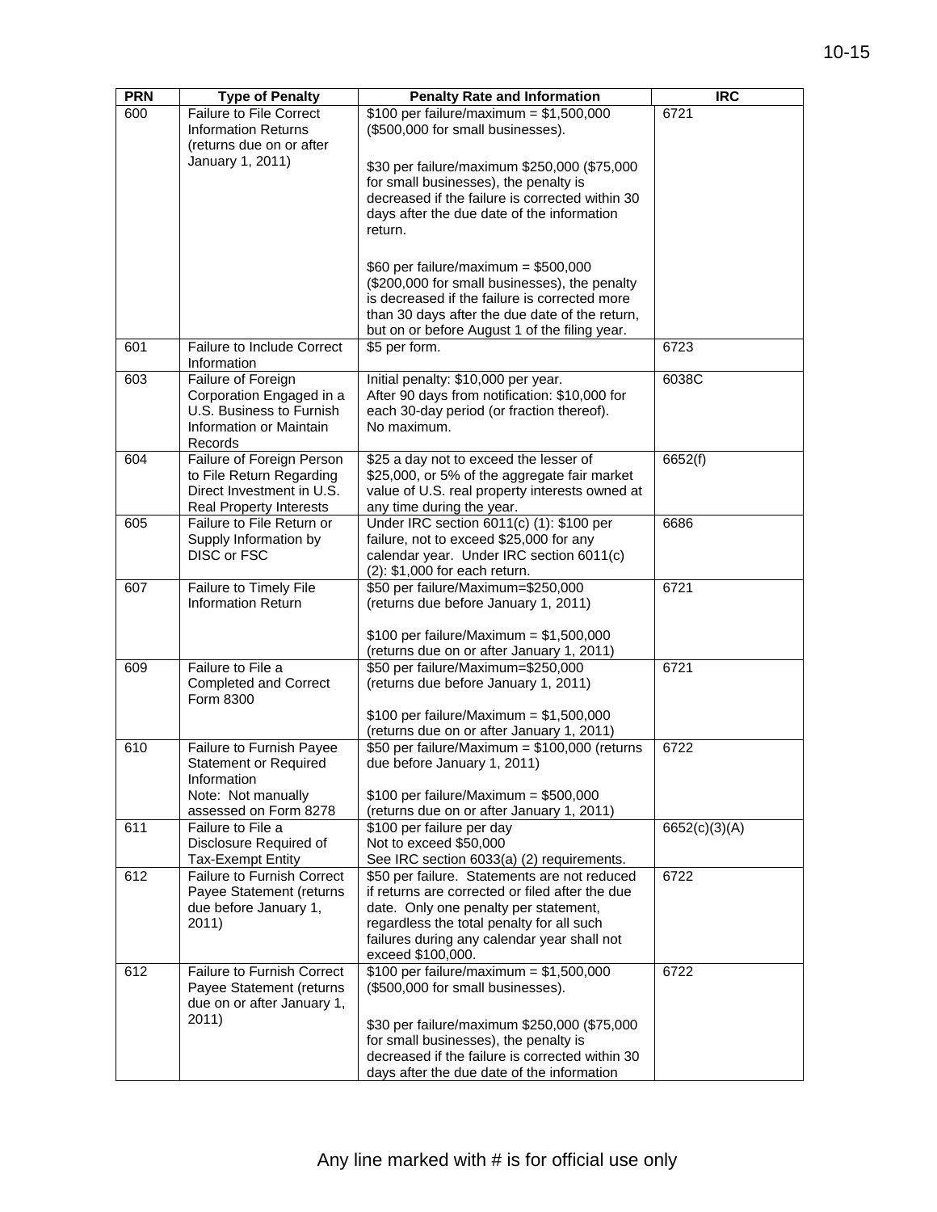| PRN | Type of Penalty | Penalty Rate and Information | IRC |
|---|---|---|---|
| 600 | Failure to File Correct Information Returns (returns due on or after January 1, 2011) | $100 per failure/maximum = $1,500,000 ($500,000 for small businesses).<br><br>$30 per failure/maximum $250,000 ($75,000 for small businesses), the penalty is decreased if the failure is corrected within 30 days after the due date of the information return.<br><br>$60 per failure/maximum = $500,000 ($200,000 for small businesses), the penalty is decreased if the failure is corrected more than 30 days after the due date of the return, but on or before August 1 of the filing year. | 6721 |
| 601 | Failure to Include Correct Information | $5 per form. | 6723 |
| 603 | Failure of Foreign Corporation Engaged in a U.S. Business to Furnish Information or Maintain Records | Initial penalty: $10,000 per year.<br>After 90 days from notification: $10,000 for each 30-day period (or fraction thereof).<br>No maximum. | 6038C |
| 604 | Failure of Foreign Person to File Return Regarding Direct Investment in U.S. Real Property Interests | $25 a day not to exceed the lesser of $25,000, or 5% of the aggregate fair market value of U.S. real property interests owned at any time during the year. | 6652(f) |
| 605 | Failure to File Return or Supply Information by DISC or FSC | Under IRC section 6011(c) (1): $100 per failure, not to exceed $25,000 for any calendar year. Under IRC section 6011(c) (2): $1,000 for each return. | 6686 |
| 607 | Failure to Timely File Information Return | $50 per failure/Maximum=$250,000 (returns due before January 1, 2011)<br><br>$100 per failure/Maximum = $1,500,000 (returns due on or after January 1, 2011) | 6721 |
| 609 | Failure to File a Completed and Correct Form 8300 | $50 per failure/Maximum=$250,000 (returns due before January 1, 2011)<br><br>$100 per failure/Maximum = $1,500,000 (returns due on or after January 1, 2011) | 6721 |
| 610 | Failure to Furnish Payee Statement or Required Information<br>Note: Not manually assessed on Form 8278 | $50 per failure/Maximum = $100,000 (returns due before January 1, 2011)<br><br>$100 per failure/Maximum = $500,000 (returns due on or after January 1, 2011) | 6722 |
| 611 | Failure to File a Disclosure Required of Tax-Exempt Entity | $100 per failure per day<br>Not to exceed $50,000<br>See IRC section 6033(a) (2) requirements. | 6652(c)(3)(A) |
| 612 | Failure to Furnish Correct Payee Statement (returns due before January 1, 2011) | $50 per failure. Statements are not reduced if returns are corrected or filed after the due date. Only one penalty per statement, regardless the total penalty for all such failures during any calendar year shall not exceed $100,000. | 6722 |
| 612 | Failure to Furnish Correct Payee Statement (returns due on or after January 1, 2011) | $100 per failure/maximum = $1,500,000 ($500,000 for small businesses).<br><br>$30 per failure/maximum $250,000 ($75,000 for small businesses), the penalty is decreased if the failure is corrected within 30 days after the due date of the information | 6722 |

Any line marked with # is for official use only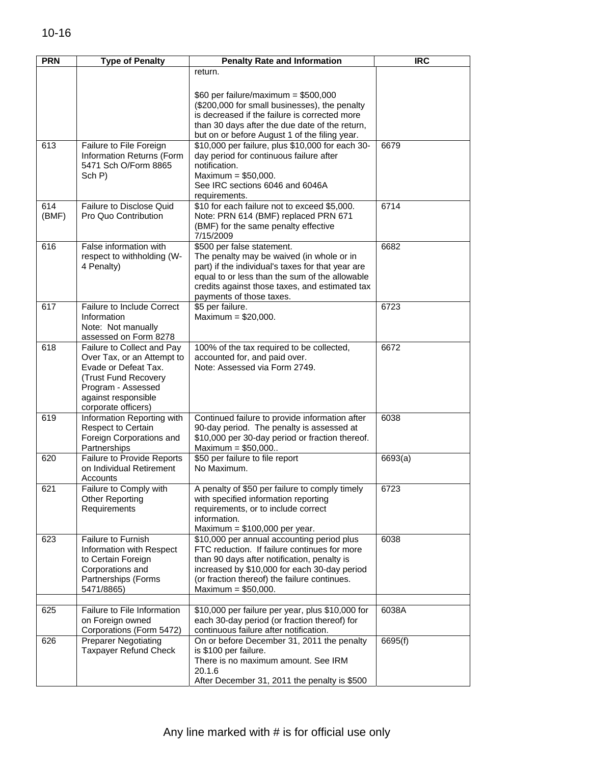| PRN | Type of Penalty | Penalty Rate and Information | IRC |
|---|---|---|---|
| | | return.<br><br>$60 per failure/maximum = $500,000 ($200,000 for small businesses), the penalty is decreased if the failure is corrected more than 30 days after the due date of the return, but on or before August 1 of the filing year. | |
| 613 | Failure to File Foreign Information Returns (Form 5471 Sch O/Form 8865 Sch P) | $10,000 per failure, plus $10,000 for each 30-day period for continuous failure after notification.<br>Maximum = $50,000.<br>See IRC sections 6046 and 6046A requirements. | 6679 |
| 614 (BMF) | Failure to Disclose Quid Pro Quo Contribution | $10 for each failure not to exceed $5,000.<br>Note: PRN 614 (BMF) replaced PRN 671 (BMF) for the same penalty effective 7/15/2009 | 6714 |
| 616 | False information with respect to withholding (W-4 Penalty) | $500 per false statement.<br>The penalty may be waived (in whole or in part) if the individual's taxes for that year are equal to or less than the sum of the allowable credits against those taxes, and estimated tax payments of those taxes. | 6682 |
| 617 | Failure to Include Correct Information<br>Note: Not manually assessed on Form 8278 | $5 per failure.<br>Maximum = $20,000. | 6723 |
| 618 | Failure to Collect and Pay Over Tax, or an Attempt to Evade or Defeat Tax. (Trust Fund Recovery Program - Assessed against responsible corporate officers) | 100% of the tax required to be collected, accounted for, and paid over.<br>Note: Assessed via Form 2749. | 6672 |
| 619 | Information Reporting with Respect to Certain Foreign Corporations and Partnerships | Continued failure to provide information after 90-day period. The penalty is assessed at $10,000 per 30-day period or fraction thereof.<br>Maximum = $50,000.. | 6038 |
| 620 | Failure to Provide Reports on Individual Retirement Accounts | $50 per failure to file report<br>No Maximum. | 6693(a) |
| 621 | Failure to Comply with Other Reporting Requirements | A penalty of $50 per failure to comply timely with specified information reporting requirements, or to include correct information.<br>Maximum = $100,000 per year. | 6723 |
| 623 | Failure to Furnish Information with Respect to Certain Foreign Corporations and Partnerships (Forms 5471/8865) | $10,000 per annual accounting period plus FTC reduction. If failure continues for more than 90 days after notification, penalty is increased by $10,000 for each 30-day period (or fraction thereof) the failure continues.<br>Maximum = $50,000. | 6038 |
| | | | |
| 625 | Failure to File Information on Foreign owned Corporations (Form 5472) | $10,000 per failure per year, plus $10,000 for each 30-day period (or fraction thereof) for continuous failure after notification. | 6038A |
| 626 | Preparer Negotiating Taxpayer Refund Check | On or before December 31, 2011 the penalty is $100 per failure.<br>There is no maximum amount. See IRM 20.1.6<br>After December 31, 2011 the penalty is $500 | 6695(f) |

Any line marked with # is for official use only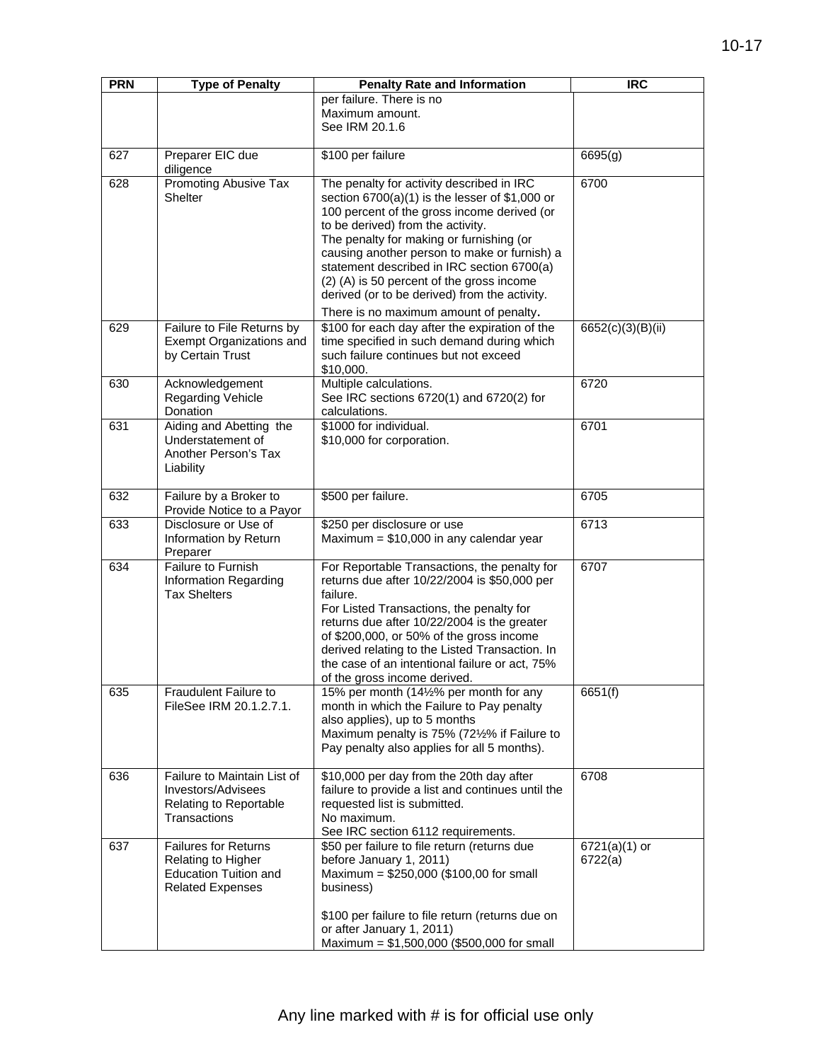| PRN | Type of Penalty | Penalty Rate and Information | IRC |
|---|---|---|---|
| | | per failure. There is no Maximum amount. See IRM 20.1.6 | |
| 627 | Preparer EIC due diligence | $100 per failure | 6695(g) |
| 628 | Promoting Abusive Tax Shelter | The penalty for activity described in IRC section 6700(a)(1) is the lesser of $1,000 or 100 percent of the gross income derived (or to be derived) from the activity.<br>The penalty for making or furnishing (or causing another person to make or furnish) a statement described in IRC section 6700(a)(2) (A) is 50 percent of the gross income derived (or to be derived) from the activity.<br>There is no maximum amount of penalty**.** | 6700 |
| 629 | Failure to File Returns by Exempt Organizations and by Certain Trust | $100 for each day after the expiration of the time specified in such demand during which such failure continues but not exceed $10,000. | 6652(c)(3)(B)(ii) |
| 630 | Acknowledgement Regarding Vehicle Donation | Multiple calculations.<br>See IRC sections 6720(1) and 6720(2) for calculations. | 6720 |
| 631 | Aiding and Abetting the Understatement of Another Person's Tax Liability | $1000 for individual.<br>$10,000 for corporation. | 6701 |
| 632 | Failure by a Broker to Provide Notice to a Payor | $500 per failure. | 6705 |
| 633 | Disclosure or Use of Information by Return Preparer | $250 per disclosure or use<br>Maximum = $10,000 in any calendar year | 6713 |
| 634 | Failure to Furnish Information Regarding Tax Shelters | For Reportable Transactions, the penalty for returns due after 10/22/2004 is $50,000 per failure.<br>For Listed Transactions, the penalty for returns due after 10/22/2004 is the greater of $200,000, or 50% of the gross income derived relating to the Listed Transaction. In the case of an intentional failure or act, 75% of the gross income derived. | 6707 |
| 635 | Fraudulent Failure to FileSee IRM 20.1.2.7.1. | 15% per month (14½% per month for any month in which the Failure to Pay penalty also applies), up to 5 months<br>Maximum penalty is 75% (72½% if Failure to Pay penalty also applies for all 5 months). | 6651(f) |
| 636 | Failure to Maintain List of Investors/Advisees Relating to Reportable Transactions | $10,000 per day from the 20th day after failure to provide a list and continues until the requested list is submitted.<br>No maximum.<br>See IRC section 6112 requirements. | 6708 |
| 637 | Failures for Returns Relating to Higher Education Tuition and Related Expenses | $50 per failure to file return (returns due before January 1, 2011)<br>Maximum = $250,000 ($100,00 for small business)<br><br>$100 per failure to file return (returns due on or after January 1, 2011)<br>Maximum = $1,500,000 ($500,000 for small | 6721(a)(1) or 6722(a) |

Any line marked with # is for official use only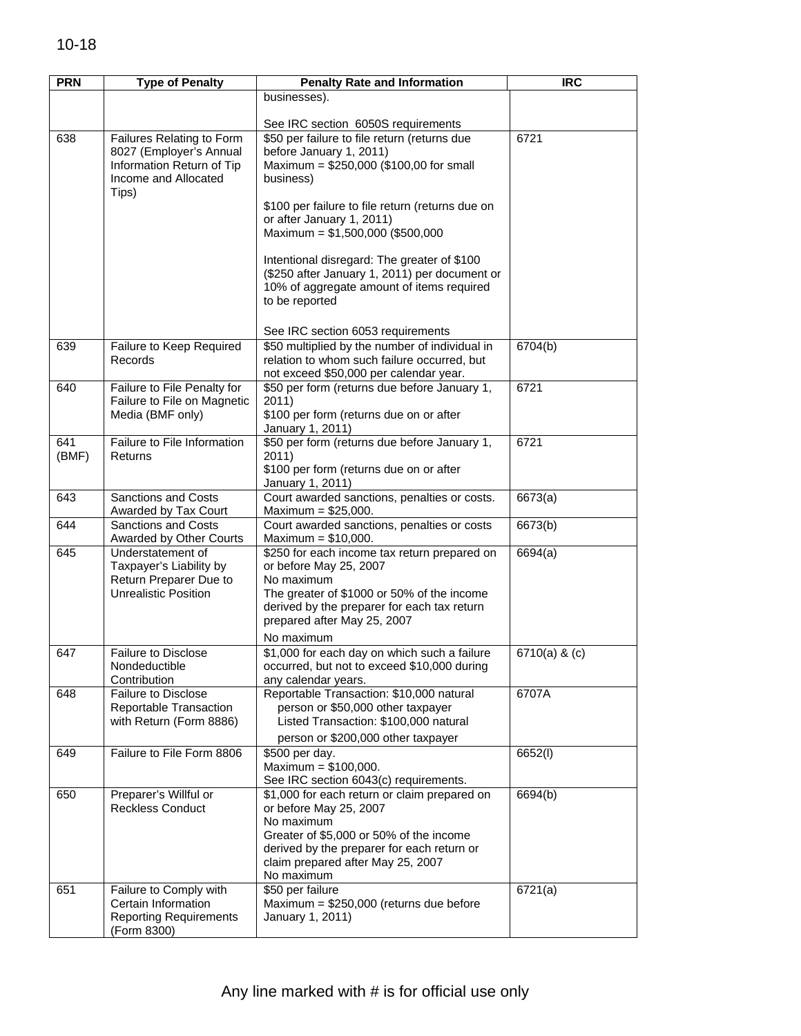| PRN | Type of Penalty | Penalty Rate and Information | IRC |
|---|---|---|---|
| | | businesses).<br><br>See IRC section 6050S requirements | |
| 638 | Failures Relating to Form 8027 (Employer's Annual Information Return of Tip Income and Allocated Tips) | $50 per failure to file return (returns due before January 1, 2011)<br>Maximum = $250,000 ($100,00 for small business)<br><br>$100 per failure to file return (returns due on or after January 1, 2011)<br>Maximum = $1,500,000 ($500,000<br><br>Intentional disregard: The greater of $100 ($250 after January 1, 2011) per document or 10% of aggregate amount of items required to be reported<br><br>See IRC section 6053 requirements | 6721 |
| 639 | Failure to Keep Required Records | $50 multiplied by the number of individual in relation to whom such failure occurred, but not exceed $50,000 per calendar year. | 6704(b) |
| 640 | Failure to File Penalty for Failure to File on Magnetic Media (BMF only) | $50 per form (returns due before January 1, 2011)<br>$100 per form (returns due on or after January 1, 2011) | 6721 |
| 641 (BMF) | Failure to File Information Returns | $50 per form (returns due before January 1, 2011)<br>$100 per form (returns due on or after January 1, 2011) | 6721 |
| 643 | Sanctions and Costs Awarded by Tax Court | Court awarded sanctions, penalties or costs. Maximum = $25,000. | 6673(a) |
| 644 | Sanctions and Costs Awarded by Other Courts | Court awarded sanctions, penalties or costs Maximum = $10,000. | 6673(b) |
| 645 | Understatement of Taxpayer's Liability by Return Preparer Due to Unrealistic Position | $250 for each income tax return prepared on or before May 25, 2007<br>No maximum<br>The greater of $1000 or 50% of the income derived by the preparer for each tax return prepared after May 25, 2007<br>No maximum | 6694(a) |
| 647 | Failure to Disclose Nondeductible Contribution | $1,000 for each day on which such a failure occurred, but not to exceed $10,000 during any calendar years. | 6710(a) & (c) |
| 648 | Failure to Disclose Reportable Transaction with Return (Form 8886) | Reportable Transaction: $10,000 natural person or $50,000 other taxpayer<br>Listed Transaction: $100,000 natural person or $200,000 other taxpayer | 6707A |
| 649 | Failure to File Form 8806 | $500 per day.<br>Maximum = $100,000.<br>See IRC section 6043(c) requirements. | 6652(l) |
| 650 | Preparer's Willful or Reckless Conduct | $1,000 for each return or claim prepared on or before May 25, 2007<br>No maximum<br>Greater of $5,000 or 50% of the income derived by the preparer for each return or claim prepared after May 25, 2007<br>No maximum | 6694(b) |
| 651 | Failure to Comply with Certain Information Reporting Requirements (Form 8300) | $50 per failure<br>Maximum = $250,000 (returns due before January 1, 2011) | 6721(a) |

Any line marked with # is for official use only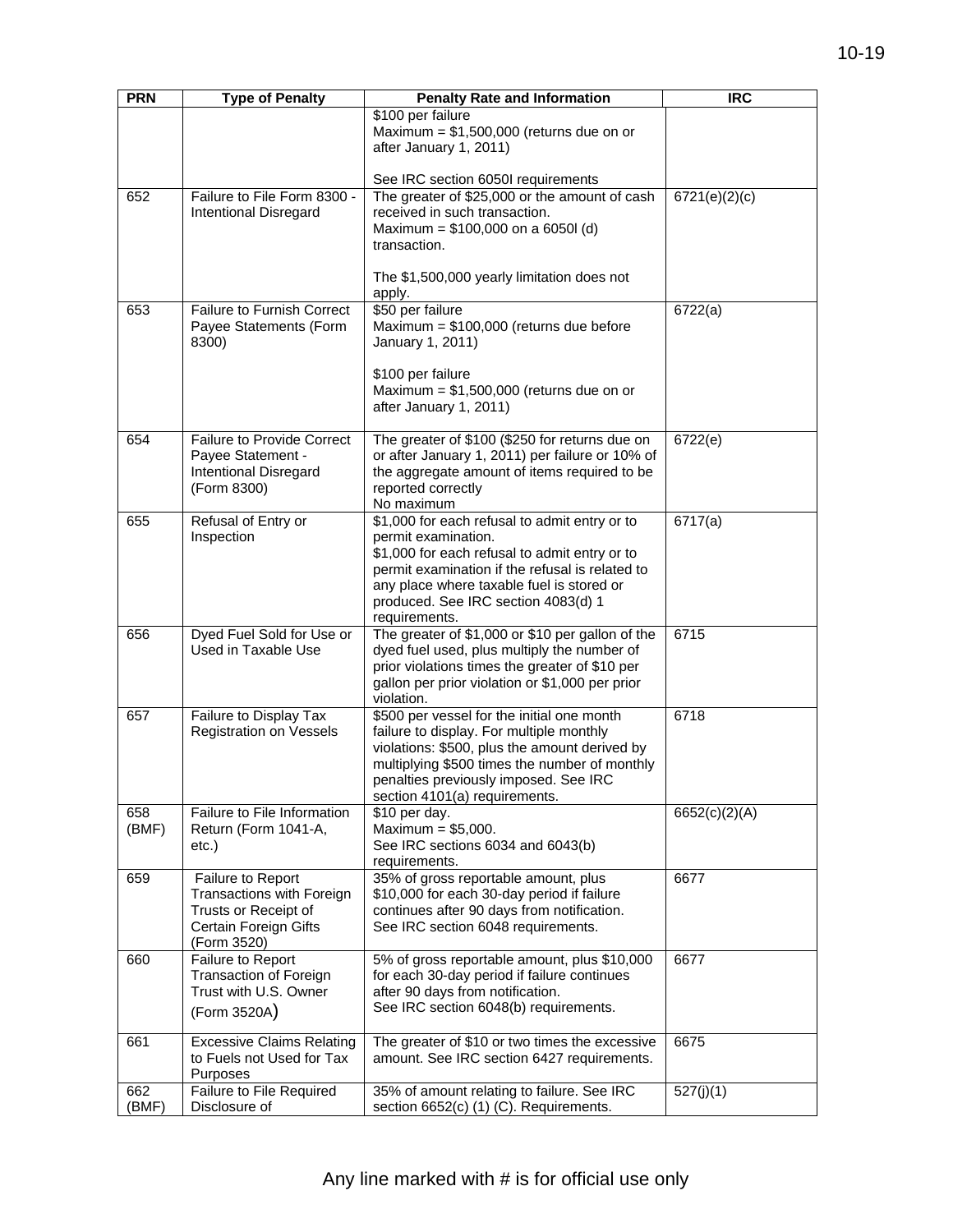| PRN | Type of Penalty | Penalty Rate and Information | IRC |
|---|---|---|---|
| | | \$100 per failure<br>Maximum = \$1,500,000 (returns due on or after January 1, 2011)<br><br>See IRC section 6050I requirements | |
| 652 | Failure to File Form 8300 - Intentional Disregard | The greater of \$25,000 or the amount of cash received in such transaction.<br>Maximum = \$100,000 on a 6050I (d) transaction.<br><br>The \$1,500,000 yearly limitation does not apply. | 6721(e)(2)(c) |
| 653 | Failure to Furnish Correct Payee Statements (Form 8300) | \$50 per failure<br>Maximum = \$100,000 (returns due before January 1, 2011)<br><br>\$100 per failure<br>Maximum = \$1,500,000 (returns due on or after January 1, 2011) | 6722(a) |
| 654 | Failure to Provide Correct Payee Statement - Intentional Disregard (Form 8300) | The greater of \$100 (\$250 for returns due on or after January 1, 2011) per failure or 10% of the aggregate amount of items required to be reported correctly<br>No maximum | 6722(e) |
| 655 | Refusal of Entry or Inspection | \$1,000 for each refusal to admit entry or to permit examination.<br>\$1,000 for each refusal to admit entry or to permit examination if the refusal is related to any place where taxable fuel is stored or produced. See IRC section 4083(d) 1 requirements. | 6717(a) |
| 656 | Dyed Fuel Sold for Use or Used in Taxable Use | The greater of \$1,000 or \$10 per gallon of the dyed fuel used, plus multiply the number of prior violations times the greater of \$10 per gallon per prior violation or \$1,000 per prior violation. | 6715 |
| 657 | Failure to Display Tax Registration on Vessels | \$500 per vessel for the initial one month failure to display. For multiple monthly violations: \$500, plus the amount derived by multiplying \$500 times the number of monthly penalties previously imposed. See IRC section 4101(a) requirements. | 6718 |
| 658 (BMF) | Failure to File Information Return (Form 1041-A, etc.) | \$10 per day.<br>Maximum = \$5,000.<br>See IRC sections 6034 and 6043(b) requirements. | 6652(c)(2)(A) |
| 659 | Failure to Report Transactions with Foreign Trusts or Receipt of Certain Foreign Gifts (Form 3520) | 35% of gross reportable amount, plus \$10,000 for each 30-day period if failure continues after 90 days from notification.<br>See IRC section 6048 requirements. | 6677 |
| 660 | Failure to Report Transaction of Foreign Trust with U.S. Owner (Form 3520A) | 5% of gross reportable amount, plus \$10,000 for each 30-day period if failure continues after 90 days from notification.<br>See IRC section 6048(b) requirements. | 6677 |
| 661 | Excessive Claims Relating to Fuels not Used for Tax Purposes | The greater of \$10 or two times the excessive amount. See IRC section 6427 requirements. | 6675 |
| 662 (BMF) | Failure to File Required Disclosure of | 35% of amount relating to failure. See IRC section 6652(c) (1) (C). Requirements. | 527(j)(1) |

Any line marked with # is for official use only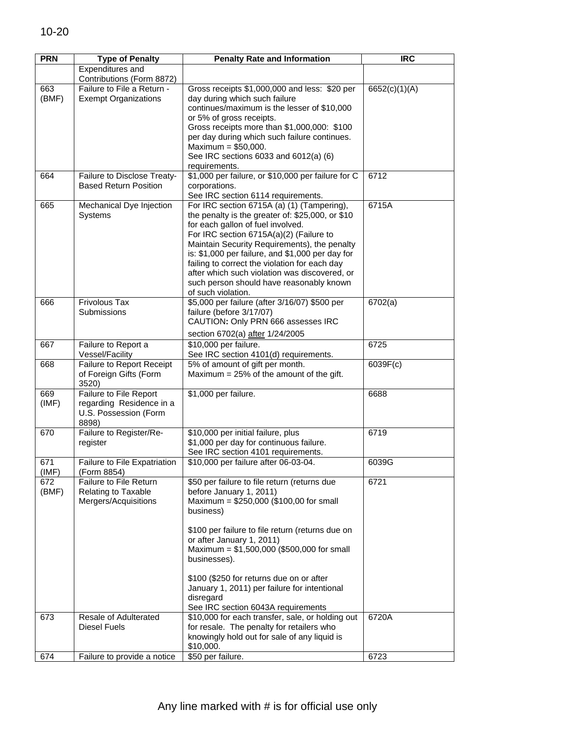| PRN | Type of Penalty | Penalty Rate and Information | IRC |
|---|---|---|---|
| | Expenditures and Contributions (Form 8872) | | |
| 663 (BMF) | Failure to File a Return - Exempt Organizations | Gross receipts $1,000,000 and less: $20 per day during which such failure continues/maximum is the lesser of $10,000 or 5% of gross receipts.<br>Gross receipts more than $1,000,000: $100 per day during which such failure continues. Maximum = $50,000.<br>See IRC sections 6033 and 6012(a) (6) requirements. | 6652(c)(1)(A) |
| 664 | Failure to Disclose Treaty-Based Return Position | $1,000 per failure, or $10,000 per failure for C corporations.<br>See IRC section 6114 requirements. | 6712 |
| 665 | Mechanical Dye Injection Systems | For IRC section 6715A (a) (1) (Tampering), the penalty is the greater of: $25,000, or $10 for each gallon of fuel involved.<br>For IRC section 6715A(a)(2) (Failure to Maintain Security Requirements), the penalty is: $1,000 per failure, and $1,000 per day for failing to correct the violation for each day after which such violation was discovered, or such person should have reasonably known of such violation. | 6715A |
| 666 | Frivolous Tax Submissions | $5,000 per failure (after 3/16/07) $500 per failure (before 3/17/07)<br>CAUTION**:** Only PRN 666 assesses IRC section 6702(a) after 1/24/2005 | 6702(a) |
| 667 | Failure to Report a Vessel/Facility | $10,000 per failure.<br>See IRC section 4101(d) requirements. | 6725 |
| 668 | Failure to Report Receipt of Foreign Gifts (Form 3520) | 5% of amount of gift per month.<br>Maximum = 25% of the amount of the gift. | 6039F(c) |
| 669 (IMF) | Failure to File Report regarding Residence in a U.S. Possession (Form 8898) | $1,000 per failure. | 6688 |
| 670 | Failure to Register/Re-register | $10,000 per initial failure, plus<br>$1,000 per day for continuous failure.<br>See IRC section 4101 requirements. | 6719 |
| 671 (IMF) | Failure to File Expatriation (Form 8854) | $10,000 per failure after 06-03-04. | 6039G |
| 672 (BMF) | Failure to File Return Relating to Taxable Mergers/Acquisitions | $50 per failure to file return (returns due before January 1, 2011)<br>Maximum = $250,000 ($100,00 for small business)<br><br>$100 per failure to file return (returns due on or after January 1, 2011)<br>Maximum = $1,500,000 ($500,000 for small businesses).<br><br>$100 ($250 for returns due on or after January 1, 2011) per failure for intentional disregard<br>See IRC section 6043A requirements | 6721 |
| 673 | Resale of Adulterated Diesel Fuels | $10,000 for each transfer, sale, or holding out for resale. The penalty for retailers who knowingly hold out for sale of any liquid is $10,000. | 6720A |
| 674 | Failure to provide a notice | $50 per failure. | 6723 |

Any line marked with # is for official use only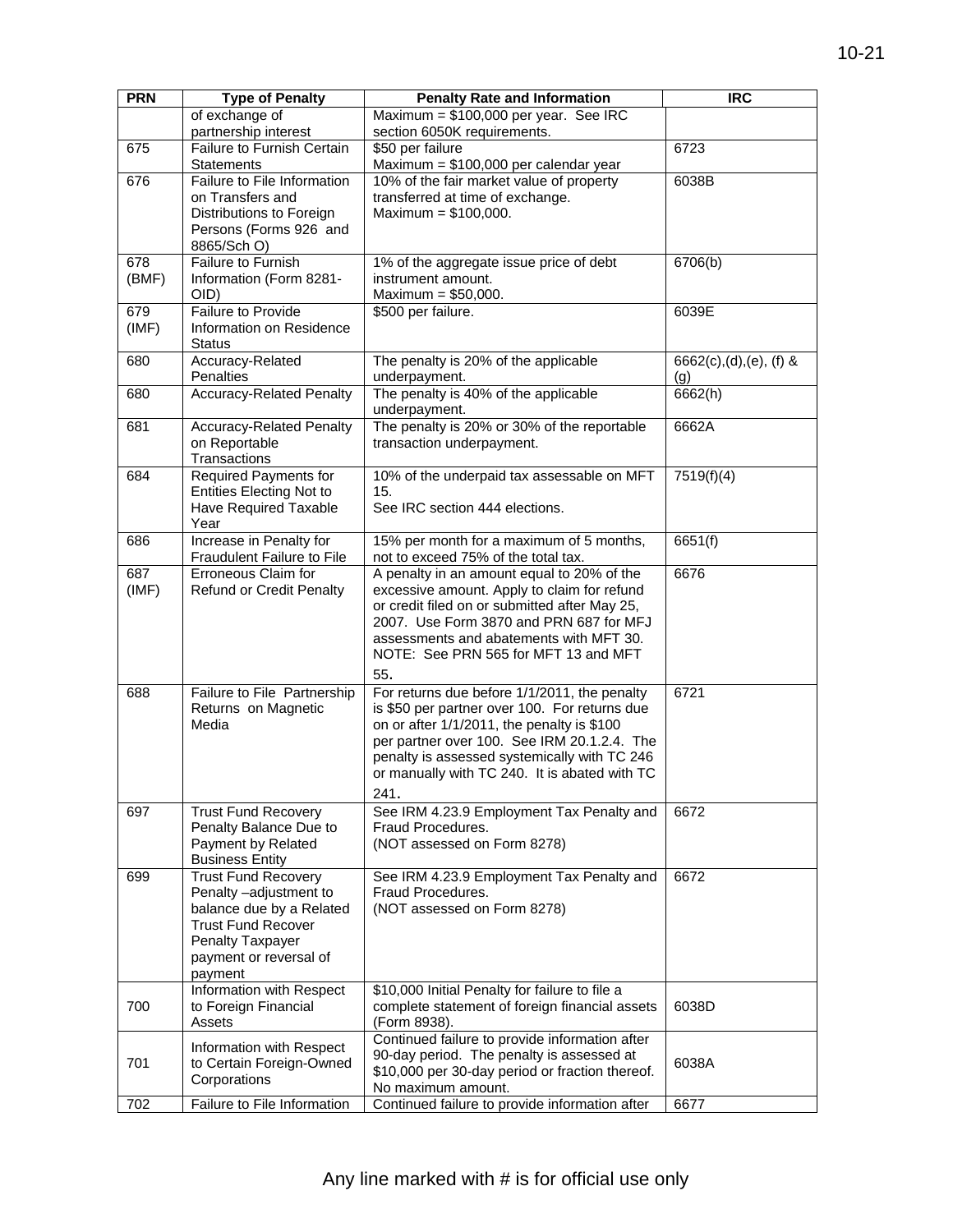| PRN | Type of Penalty | Penalty Rate and Information | IRC |
|---|---|---|---|
| | of exchange of partnership interest | Maximum = $100,000 per year. See IRC section 6050K requirements. | |
| 675 | Failure to Furnish Certain Statements | $50 per failure<br>Maximum = $100,000 per calendar year | 6723 |
| 676 | Failure to File Information on Transfers and Distributions to Foreign Persons (Forms 926 and 8865/Sch O) | 10% of the fair market value of property transferred at time of exchange.<br>Maximum = $100,000. | 6038B |
| 678 (BMF) | Failure to Furnish Information (Form 8281-OID) | 1% of the aggregate issue price of debt instrument amount.<br>Maximum = $50,000. | 6706(b) |
| 679 (IMF) | Failure to Provide Information on Residence Status | $500 per failure. | 6039E |
| 680 | Accuracy-Related Penalties | The penalty is 20% of the applicable underpayment. | 6662(c),(d),(e), (f) & (g) |
| 680 | Accuracy-Related Penalty | The penalty is 40% of the applicable underpayment. | 6662(h) |
| 681 | Accuracy-Related Penalty on Reportable Transactions | The penalty is 20% or 30% of the reportable transaction underpayment. | 6662A |
| 684 | Required Payments for Entities Electing Not to Have Required Taxable Year | 10% of the underpaid tax assessable on MFT 15.<br>See IRC section 444 elections. | 7519(f)(4) |
| 686 | Increase in Penalty for Fraudulent Failure to File | 15% per month for a maximum of 5 months, not to exceed 75% of the total tax. | 6651(f) |
| 687 (IMF) | Erroneous Claim for Refund or Credit Penalty | A penalty in an amount equal to 20% of the excessive amount. Apply to claim for refund or credit filed on or submitted after May 25, 2007. Use Form 3870 and PRN 687 for MFJ assessments and abatements with MFT 30. NOTE: See PRN 565 for MFT 13 and MFT 55. | 6676 |
| 688 | Failure to File Partnership Returns on Magnetic Media | For returns due before 1/1/2011, the penalty is $50 per partner over 100. For returns due on or after 1/1/2011, the penalty is $100 per partner over 100. See IRM 20.1.2.4. The penalty is assessed systemically with TC 246 or manually with TC 240. It is abated with TC 241. | 6721 |
| 697 | Trust Fund Recovery Penalty Balance Due to Payment by Related Business Entity | See IRM 4.23.9 Employment Tax Penalty and Fraud Procedures.<br>(NOT assessed on Form 8278) | 6672 |
| 699 | Trust Fund Recovery Penalty –adjustment to balance due by a Related Trust Fund Recover Penalty Taxpayer payment or reversal of payment | See IRM 4.23.9 Employment Tax Penalty and Fraud Procedures.<br>(NOT assessed on Form 8278) | 6672 |
| 700 | Information with Respect to Foreign Financial Assets | $10,000 Initial Penalty for failure to file a complete statement of foreign financial assets (Form 8938). | 6038D |
| 701 | Information with Respect to Certain Foreign-Owned Corporations | Continued failure to provide information after 90-day period. The penalty is assessed at $10,000 per 30-day period or fraction thereof. No maximum amount. | 6038A |
| 702 | Failure to File Information | Continued failure to provide information after | 6677 |

Any line marked with # is for official use only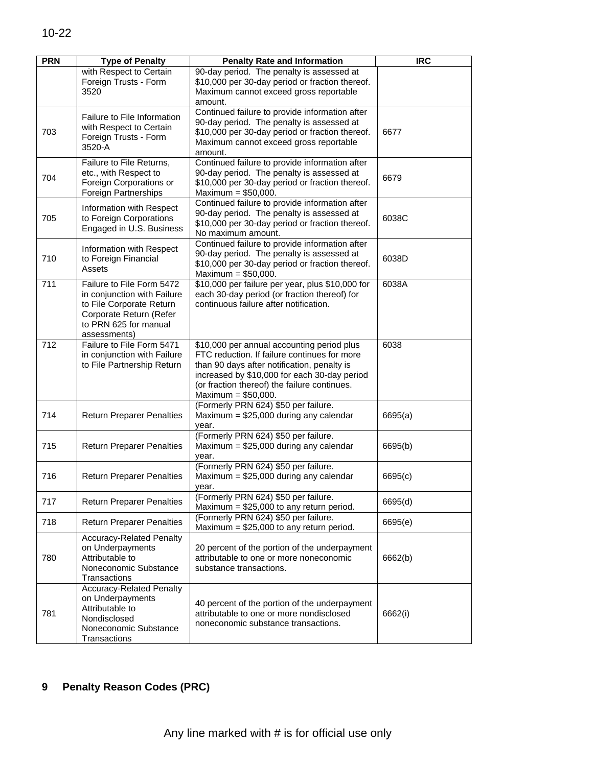| PRN | Type of Penalty | Penalty Rate and Information | IRC |
| --- | --- | --- | --- |
| | with Respect to Certain Foreign Trusts - Form 3520 | 90-day period. The penalty is assessed at $10,000 per 30-day period or fraction thereof. Maximum cannot exceed gross reportable amount. | |
| 703 | Failure to File Information with Respect to Certain Foreign Trusts - Form 3520-A | Continued failure to provide information after 90-day period. The penalty is assessed at $10,000 per 30-day period or fraction thereof. Maximum cannot exceed gross reportable amount. | 6677 |
| 704 | Failure to File Returns, etc., with Respect to Foreign Corporations or Foreign Partnerships | Continued failure to provide information after 90-day period. The penalty is assessed at $10,000 per 30-day period or fraction thereof. Maximum = $50,000. | 6679 |
| 705 | Information with Respect to Foreign Corporations Engaged in U.S. Business | Continued failure to provide information after 90-day period. The penalty is assessed at $10,000 per 30-day period or fraction thereof. No maximum amount. | 6038C |
| 710 | Information with Respect to Foreign Financial Assets | Continued failure to provide information after 90-day period. The penalty is assessed at $10,000 per 30-day period or fraction thereof. Maximum = $50,000. | 6038D |
| 711 | Failure to File Form 5472 in conjunction with Failure to File Corporate Return Corporate Return (Refer to PRN 625 for manual assessments) | $10,000 per failure per year, plus $10,000 for each 30-day period (or fraction thereof) for continuous failure after notification. | 6038A |
| 712 | Failure to File Form 5471 in conjunction with Failure to File Partnership Return | $10,000 per annual accounting period plus FTC reduction. If failure continues for more than 90 days after notification, penalty is increased by $10,000 for each 30-day period (or fraction thereof) the failure continues. Maximum = $50,000. | 6038 |
| 714 | Return Preparer Penalties | (Formerly PRN 624) $50 per failure. Maximum = $25,000 during any calendar year. | 6695(a) |
| 715 | Return Preparer Penalties | (Formerly PRN 624) $50 per failure. Maximum = $25,000 during any calendar year. | 6695(b) |
| 716 | Return Preparer Penalties | (Formerly PRN 624) $50 per failure. Maximum = $25,000 during any calendar year. | 6695(c) |
| 717 | Return Preparer Penalties | (Formerly PRN 624) $50 per failure. Maximum = $25,000 to any return period. | 6695(d) |
| 718 | Return Preparer Penalties | (Formerly PRN 624) $50 per failure. Maximum = $25,000 to any return period. | 6695(e) |
| 780 | Accuracy-Related Penalty on Underpayments Attributable to Noneconomic Substance Transactions | 20 percent of the portion of the underpayment attributable to one or more noneconomic substance transactions. | 6662(b) |
| 781 | Accuracy-Related Penalty on Underpayments Attributable to Nondisclosed Noneconomic Substance Transactions | 40 percent of the portion of the underpayment attributable to one or more nondisclosed noneconomic substance transactions. | 6662(i) |

## 9 Penalty Reason Codes (PRC)

Any line marked with # is for official use only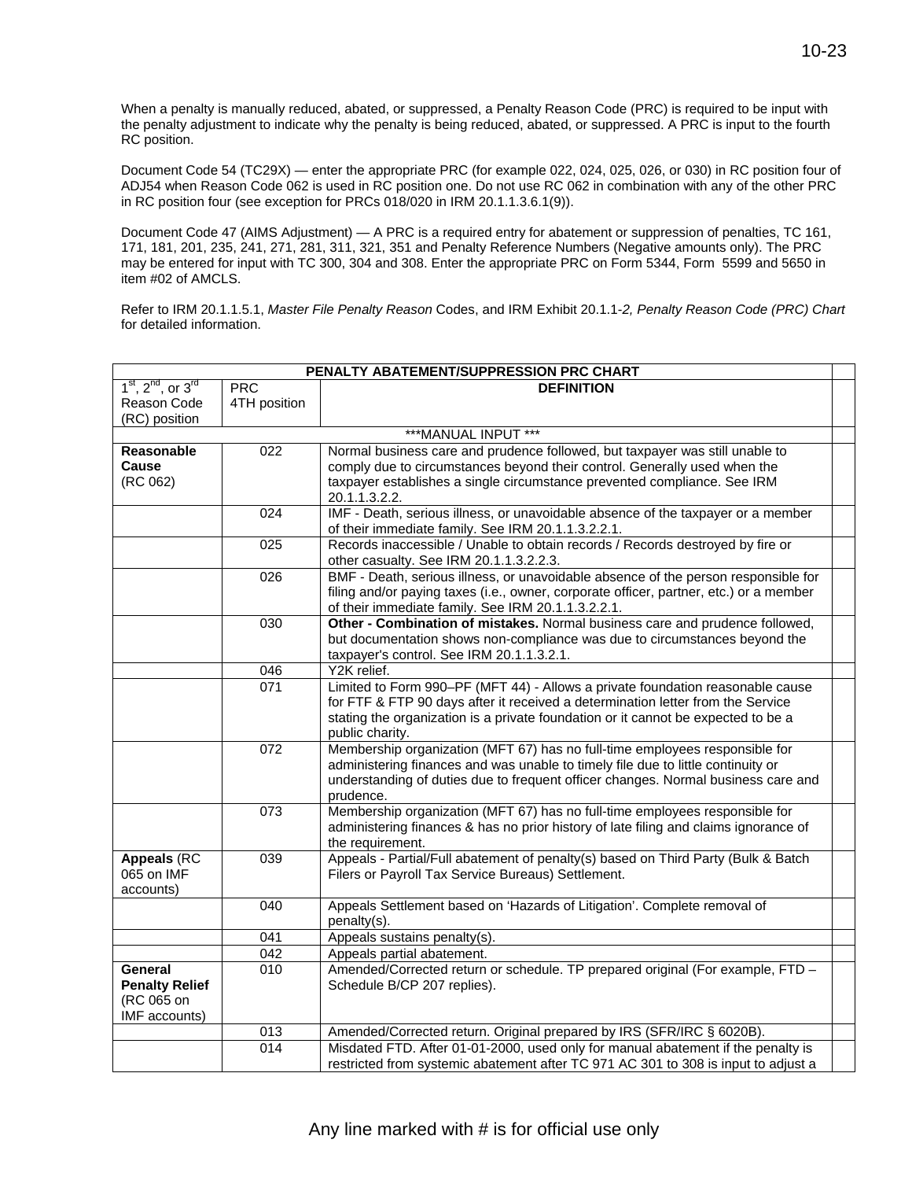When a penalty is manually reduced, abated, or suppressed, a Penalty Reason Code (PRC) is required to be input with the penalty adjustment to indicate why the penalty is being reduced, abated, or suppressed. A PRC is input to the fourth RC position.

Document Code 54 (TC29X) — enter the appropriate PRC (for example 022, 024, 025, 026, or 030) in RC position four of ADJ54 when Reason Code 062 is used in RC position one. Do not use RC 062 in combination with any of the other PRC in RC position four (see exception for PRCs 018/020 in IRM 20.1.1.3.6.1(9)).

Document Code 47 (AIMS Adjustment) — A PRC is a required entry for abatement or suppression of penalties, TC 161, 171, 181, 201, 235, 241, 271, 281, 311, 321, 351 and Penalty Reference Numbers (Negative amounts only). The PRC may be entered for input with TC 300, 304 and 308. Enter the appropriate PRC on Form 5344, Form 5599 and 5650 in item #02 of AMCLS.

Refer to IRM 20.1.1.5.1, *Master File Penalty Reason* Codes, and IRM Exhibit 20.1.1-*2, Penalty Reason Code (PRC) Chart* for detailed information.

| PENALTY ABATEMENT/SUPPRESSION PRC CHART | | | |
|---|---|---|---|
| 1st, 2nd, or 3rd Reason Code (RC) position | PRC 4TH position | **DEFINITION** | |
| ***MANUAL INPUT *** | | | |
| **Reasonable Cause** (RC 062) | 022 | Normal business care and prudence followed, but taxpayer was still unable to comply due to circumstances beyond their control. Generally used when the taxpayer establishes a single circumstance prevented compliance. See IRM 20.1.1.3.2.2. | |
| | 024 | IMF - Death, serious illness, or unavoidable absence of the taxpayer or a member of their immediate family. See IRM 20.1.1.3.2.2.1. | |
| | 025 | Records inaccessible / Unable to obtain records / Records destroyed by fire or other casualty. See IRM 20.1.1.3.2.2.3. | |
| | 026 | BMF - Death, serious illness, or unavoidable absence of the person responsible for filing and/or paying taxes (i.e., owner, corporate officer, partner, etc.) or a member of their immediate family. See IRM 20.1.1.3.2.2.1. | |
| | 030 | **Other - Combination of mistakes.** Normal business care and prudence followed, but documentation shows non-compliance was due to circumstances beyond the taxpayer's control. See IRM 20.1.1.3.2.1. | |
| | 046 | Y2K relief. | |
| | 071 | Limited to Form 990–PF (MFT 44) - Allows a private foundation reasonable cause for FTF & FTP 90 days after it received a determination letter from the Service stating the organization is a private foundation or it cannot be expected to be a public charity. | |
| | 072 | Membership organization (MFT 67) has no full-time employees responsible for administering finances and was unable to timely file due to little continuity or understanding of duties due to frequent officer changes. Normal business care and prudence. | |
| | 073 | Membership organization (MFT 67) has no full-time employees responsible for administering finances & has no prior history of late filing and claims ignorance of the requirement. | |
| **Appeals** (RC 065 on IMF accounts) | 039 | Appeals - Partial/Full abatement of penalty(s) based on Third Party (Bulk & Batch Filers or Payroll Tax Service Bureaus) Settlement. | |
| | 040 | Appeals Settlement based on 'Hazards of Litigation'. Complete removal of penalty(s). | |
| | 041 | Appeals sustains penalty(s). | |
| | 042 | Appeals partial abatement. | |
| **General Penalty Relief** (RC 065 on IMF accounts) | 010 | Amended/Corrected return or schedule. TP prepared original (For example, FTD – Schedule B/CP 207 replies). | |
| | 013 | Amended/Corrected return. Original prepared by IRS (SFR/IRC § 6020B). | |
| | 014 | Misdated FTD. After 01-01-2000, used only for manual abatement if the penalty is restricted from systemic abatement after TC 971 AC 301 to 308 is input to adjust a | |

Any line marked with # is for official use only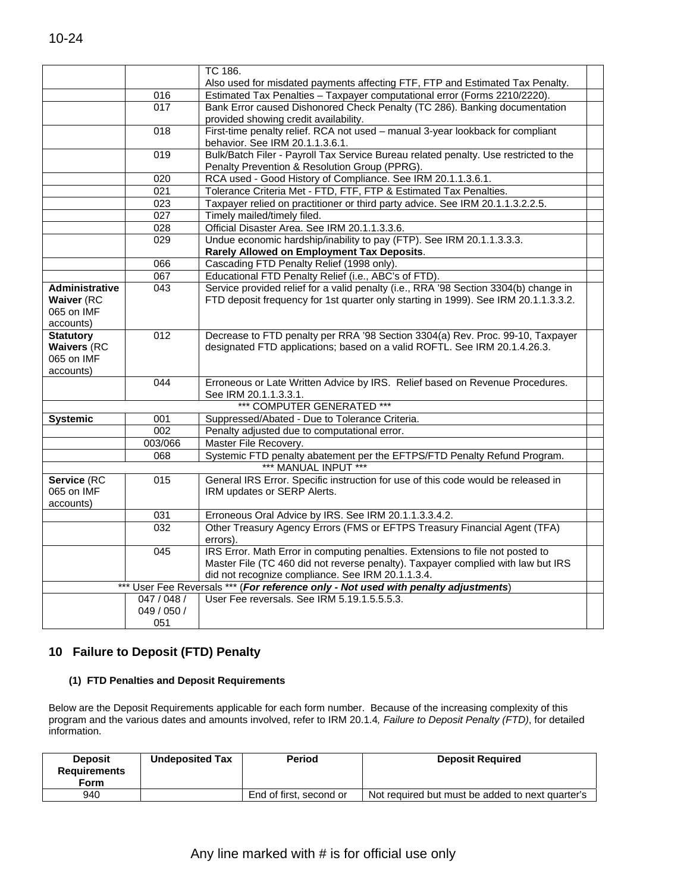|  |  | TC 186.<br>Also used for misdated payments affecting FTF, FTP and Estimated Tax Penalty. |  |
|---|---|---|---|
|  | 016 | Estimated Tax Penalties – Taxpayer computational error (Forms 2210/2220). |  |
|  | 017 | Bank Error caused Dishonored Check Penalty (TC 286). Banking documentation provided showing credit availability. |  |
|  | 018 | First-time penalty relief. RCA not used – manual 3-year lookback for compliant behavior. See IRM 20.1.1.3.6.1. |  |
|  | 019 | Bulk/Batch Filer - Payroll Tax Service Bureau related penalty. Use restricted to the Penalty Prevention & Resolution Group (PPRG). |  |
|  | 020 | RCA used - Good History of Compliance. See IRM 20.1.1.3.6.1. |  |
|  | 021 | Tolerance Criteria Met - FTD, FTF, FTP & Estimated Tax Penalties. |  |
|  | 023 | Taxpayer relied on practitioner or third party advice. See IRM 20.1.1.3.2.2.5. |  |
|  | 027 | Timely mailed/timely filed. |  |
|  | 028 | Official Disaster Area. See IRM 20.1.1.3.3.6. |  |
|  | 029 | Undue economic hardship/inability to pay (FTP). See IRM 20.1.1.3.3.3.<br>**Rarely Allowed on Employment Tax Deposits**. |  |
|  | 066 | Cascading FTD Penalty Relief (1998 only). |  |
|  | 067 | Educational FTD Penalty Relief (i.e., ABC's of FTD). |  |
| **Administrative Waiver** (RC 065 on IMF accounts) | 043 | Service provided relief for a valid penalty (i.e., RRA '98 Section 3304(b) change in FTD deposit frequency for 1st quarter only starting in 1999). See IRM 20.1.1.3.3.2. |  |
| **Statutory Waivers** (RC 065 on IMF accounts) | 012 | Decrease to FTD penalty per RRA '98 Section 3304(a) Rev. Proc. 99-10, Taxpayer designated FTD applications; based on a valid ROFTL. See IRM 20.1.4.26.3. |  |
|  | 044 | Erroneous or Late Written Advice by IRS. Relief based on Revenue Procedures. See IRM 20.1.1.3.3.1. |  |
|  |  | *** COMPUTER GENERATED *** |  |
| **Systemic** | 001 | Suppressed/Abated - Due to Tolerance Criteria. |  |
|  | 002 | Penalty adjusted due to computational error. |  |
|  | 003/066 | Master File Recovery. |  |
|  | 068 | Systemic FTD penalty abatement per the EFTPS/FTD Penalty Refund Program. |  |
|  |  | *** MANUAL INPUT *** |  |
| **Service** (RC 065 on IMF accounts) | 015 | General IRS Error. Specific instruction for use of this code would be released in IRM updates or SERP Alerts. |  |
|  | 031 | Erroneous Oral Advice by IRS. See IRM 20.1.1.3.3.4.2. |  |
|  | 032 | Other Treasury Agency Errors (FMS or EFTPS Treasury Financial Agent (TFA) errors). |  |
|  | 045 | IRS Error. Math Error in computing penalties. Extensions to file not posted to Master File (TC 460 did not reverse penalty). Taxpayer complied with law but IRS did not recognize compliance. See IRM 20.1.1.3.4. |  |
|  |  | *** User Fee Reversals *** (***For reference only - Not used with penalty adjustments***) |  |
|  | 047 / 048 / 049 / 050 / 051 | User Fee reversals. See IRM 5.19.1.5.5.5.3. |  |

## 10 Failure to Deposit (FTD) Penalty

### (1) FTD Penalties and Deposit Requirements

Below are the Deposit Requirements applicable for each form number. Because of the increasing complexity of this program and the various dates and amounts involved, refer to IRM 20.1.4*, Failure to Deposit Penalty (FTD)*, for detailed information.

| Deposit Requirements Form | Undeposited Tax | Period | Deposit Required |
|---|---|---|---|
| 940 |  | End of first, second or | Not required but must be added to next quarter's |

Any line marked with # is for official use only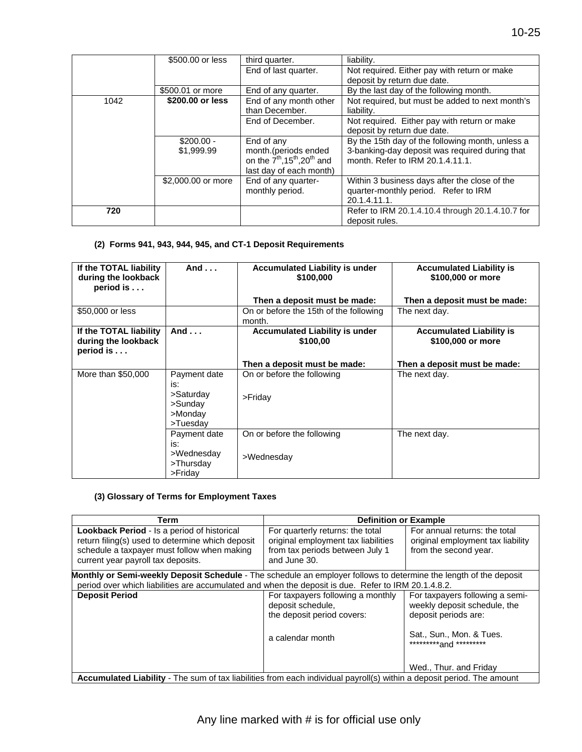|  | $500.00 or less | third quarter. | liability. |
| --- | --- | --- | --- |
|  |  | End of last quarter. | Not required. Either pay with return or make deposit by return due date. |
|  | $500.01 or more | End of any quarter. | By the last day of the following month. |
| 1042 | **$200.00 or less** | End of any month other than December. | Not required, but must be added to next month's liability. |
|  |  | End of December. | Not required. Either pay with return or make deposit by return due date. |
|  | $200.00 - $1,999.99 | End of any month.(periods ended on the 7th,15th,20th and last day of each month) | By the 15th day of the following month, unless a 3-banking-day deposit was required during that month. Refer to IRM 20.1.4.11.1. |
|  | $2,000.00 or more | End of any quarter-monthly period. | Within 3 business days after the close of the quarter-monthly period. Refer to IRM 20.1.4.11.1. |
| **720** |  |  | Refer to IRM 20.1.4.10.4 through 20.1.4.10.7 for deposit rules. |

**(2) Forms 941, 943, 944, 945, and CT-1 Deposit Requirements**

| If the TOTAL liability during the lookback period is . . . | And . . . | Accumulated Liability is under $100,000<br><br>Then a deposit must be made: | Accumulated Liability is $100,000 or more<br><br>Then a deposit must be made: |
| --- | --- | --- | --- |
| $50,000 or less |  | On or before the 15th of the following month. | The next day. |
| **If the TOTAL liability during the lookback period is . . .** | **And . . .** | **Accumulated Liability is under $100,00**<br><br>**Then a deposit must be made:** | **Accumulated Liability is $100,000 or more**<br><br>**Then a deposit must be made:** |
| More than $50,000 | Payment date is:<br>>Saturday<br>>Sunday<br>>Monday<br>>Tuesday | On or before the following<br><br>>Friday | The next day. |
|  | Payment date is:<br>>Wednesday<br>>Thursday<br>>Friday | On or before the following<br><br>>Wednesday | The next day. |

**(3) Glossary of Terms for Employment Taxes**

| Term | Definition or Example | |
| --- | --- | --- |
| **Lookback Period** - Is a period of historical return filing(s) used to determine which deposit schedule a taxpayer must follow when making current year payroll tax deposits. | For quarterly returns: the total original employment tax liabilities from tax periods between July 1 and June 30. | For annual returns: the total original employment tax liability from the second year. |
| **Monthly or Semi-weekly Deposit Schedule** - The schedule an employer follows to determine the length of the deposit period over which liabilities are accumulated and when the deposit is due. Refer to IRM 20.1.4.8.2. | | |
| **Deposit Period** | For taxpayers following a monthly deposit schedule, the deposit period covers:<br><br>a calendar month | For taxpayers following a semi-weekly deposit schedule, the deposit periods are:<br><br>Sat., Sun., Mon. & Tues.<br>*********and *********<br><br>Wed., Thur. and Friday |
| **Accumulated Liability** - The sum of tax liabilities from each individual payroll(s) within a deposit period. The amount | | |

Any line marked with # is for official use only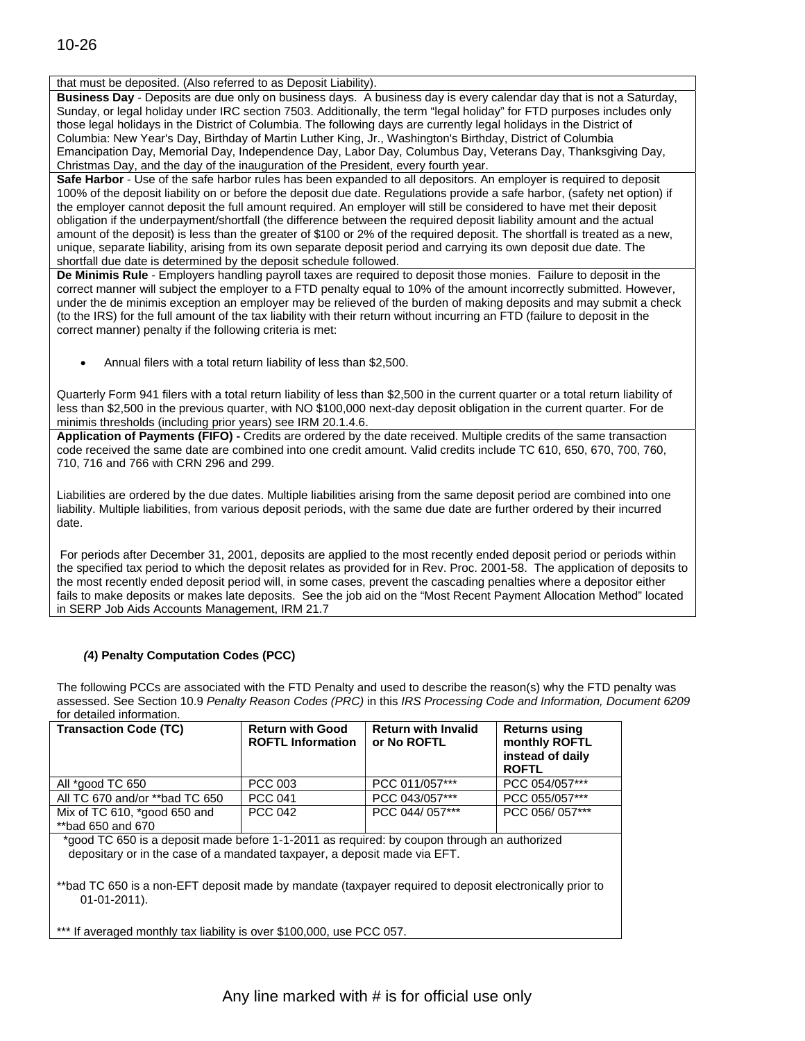that must be deposited. (Also referred to as Deposit Liability).

**Business Day** - Deposits are due only on business days. A business day is every calendar day that is not a Saturday, Sunday, or legal holiday under IRC section 7503. Additionally, the term "legal holiday" for FTD purposes includes only those legal holidays in the District of Columbia. The following days are currently legal holidays in the District of Columbia: New Year's Day, Birthday of Martin Luther King, Jr., Washington's Birthday, District of Columbia Emancipation Day, Memorial Day, Independence Day, Labor Day, Columbus Day, Veterans Day, Thanksgiving Day, Christmas Day, and the day of the inauguration of the President, every fourth year.

**Safe Harbor** - Use of the safe harbor rules has been expanded to all depositors. An employer is required to deposit 100% of the deposit liability on or before the deposit due date. Regulations provide a safe harbor, (safety net option) if the employer cannot deposit the full amount required. An employer will still be considered to have met their deposit obligation if the underpayment/shortfall (the difference between the required deposit liability amount and the actual amount of the deposit) is less than the greater of $100 or 2% of the required deposit. The shortfall is treated as a new, unique, separate liability, arising from its own separate deposit period and carrying its own deposit due date. The shortfall due date is determined by the deposit schedule followed.

**De Minimis Rule** - Employers handling payroll taxes are required to deposit those monies. Failure to deposit in the correct manner will subject the employer to a FTD penalty equal to 10% of the amount incorrectly submitted. However, under the de minimis exception an employer may be relieved of the burden of making deposits and may submit a check (to the IRS) for the full amount of the tax liability with their return without incurring an FTD (failure to deposit in the correct manner) penalty if the following criteria is met:

- Annual filers with a total return liability of less than $2,500.

Quarterly Form 941 filers with a total return liability of less than $2,500 in the current quarter or a total return liability of less than $2,500 in the previous quarter, with NO $100,000 next-day deposit obligation in the current quarter. For de minimis thresholds (including prior years) see IRM 20.1.4.6.

**Application of Payments (FIFO) -** Credits are ordered by the date received. Multiple credits of the same transaction code received the same date are combined into one credit amount. Valid credits include TC 610, 650, 670, 700, 760, 710, 716 and 766 with CRN 296 and 299.

Liabilities are ordered by the due dates. Multiple liabilities arising from the same deposit period are combined into one liability. Multiple liabilities, from various deposit periods, with the same due date are further ordered by their incurred date.

For periods after December 31, 2001, deposits are applied to the most recently ended deposit period or periods within the specified tax period to which the deposit relates as provided for in Rev. Proc. 2001-58. The application of deposits to the most recently ended deposit period will, in some cases, prevent the cascading penalties where a depositor either fails to make deposits or makes late deposits. See the job aid on the "Most Recent Payment Allocation Method" located in SERP Job Aids Accounts Management, IRM 21.7

### (4) Penalty Computation Codes (PCC)

The following PCCs are associated with the FTD Penalty and used to describe the reason(s) why the FTD penalty was assessed. See Section 10.9 *Penalty Reason Codes (PRC)* in this *IRS Processing Code and Information, Document 6209* for detailed information.

| Transaction Code (TC) | Return with Good ROFTL Information | Return with Invalid or No ROFTL | Returns using monthly ROFTL instead of daily ROFTL |
|---|---|---|---|
| All *good TC 650 | PCC 003 | PCC 011/057*** | PCC 054/057*** |
| All TC 670 and/or **bad TC 650 | PCC 041 | PCC 043/057*** | PCC 055/057*** |
| Mix of TC 610, *good 650 and **bad 650 and 670 | PCC 042 | PCC 044/ 057*** | PCC 056/ 057*** |

*good TC 650 is a deposit made before 1-1-2011 as required: by coupon through an authorized depositary or in the case of a mandated taxpayer, a deposit made via EFT.

**bad TC 650 is a non-EFT deposit made by mandate (taxpayer required to deposit electronically prior to 01-01-2011).

*** If averaged monthly tax liability is over $100,000, use PCC 057.

Any line marked with # is for official use only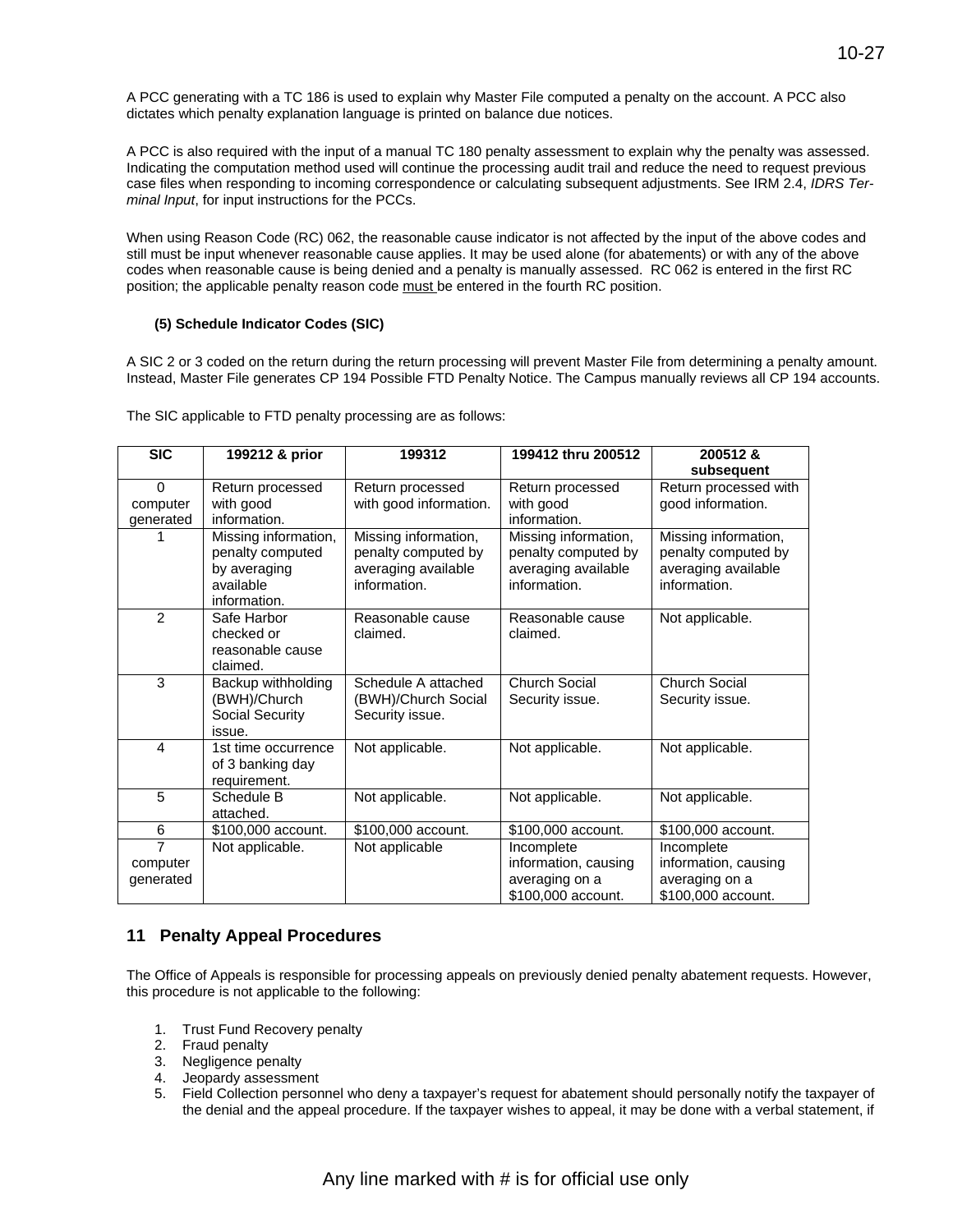A PCC generating with a TC 186 is used to explain why Master File computed a penalty on the account. A PCC also dictates which penalty explanation language is printed on balance due notices.

A PCC is also required with the input of a manual TC 180 penalty assessment to explain why the penalty was assessed. Indicating the computation method used will continue the processing audit trail and reduce the need to request previous case files when responding to incoming correspondence or calculating subsequent adjustments. See IRM 2.4, *IDRS Terminal Input*, for input instructions for the PCCs.

When using Reason Code (RC) 062, the reasonable cause indicator is not affected by the input of the above codes and still must be input whenever reasonable cause applies. It may be used alone (for abatements) or with any of the above codes when reasonable cause is being denied and a penalty is manually assessed. RC 062 is entered in the first RC position; the applicable penalty reason code must be entered in the fourth RC position.

**(5) Schedule Indicator Codes (SIC)**

A SIC 2 or 3 coded on the return during the return processing will prevent Master File from determining a penalty amount. Instead, Master File generates CP 194 Possible FTD Penalty Notice. The Campus manually reviews all CP 194 accounts.

The SIC applicable to FTD penalty processing are as follows:

| SIC | 199212 & prior | 199312 | 199412 thru 200512 | 200512 & subsequent |
|---|---|---|---|---|
| 0 computer generated | Return processed with good information. | Return processed with good information. | Return processed with good information. | Return processed with good information. |
| 1 | Missing information, penalty computed by averaging available information. | Missing information, penalty computed by averaging available information. | Missing information, penalty computed by averaging available information. | Missing information, penalty computed by averaging available information. |
| 2 | Safe Harbor checked or reasonable cause claimed. | Reasonable cause claimed. | Reasonable cause claimed. | Not applicable. |
| 3 | Backup withholding (BWH)/Church Social Security issue. | Schedule A attached (BWH)/Church Social Security issue. | Church Social Security issue. | Church Social Security issue. |
| 4 | 1st time occurrence of 3 banking day requirement. | Not applicable. | Not applicable. | Not applicable. |
| 5 | Schedule B attached. | Not applicable. | Not applicable. | Not applicable. |
| 6 | $100,000 account. | $100,000 account. | $100,000 account. | $100,000 account. |
| 7 computer generated | Not applicable. | Not applicable | Incomplete information, causing averaging on a $100,000 account. | Incomplete information, causing averaging on a $100,000 account. |

## 11 Penalty Appeal Procedures

The Office of Appeals is responsible for processing appeals on previously denied penalty abatement requests. However, this procedure is not applicable to the following:

1. Trust Fund Recovery penalty
2. Fraud penalty
3. Negligence penalty
4. Jeopardy assessment
5. Field Collection personnel who deny a taxpayer's request for abatement should personally notify the taxpayer of the denial and the appeal procedure. If the taxpayer wishes to appeal, it may be done with a verbal statement, if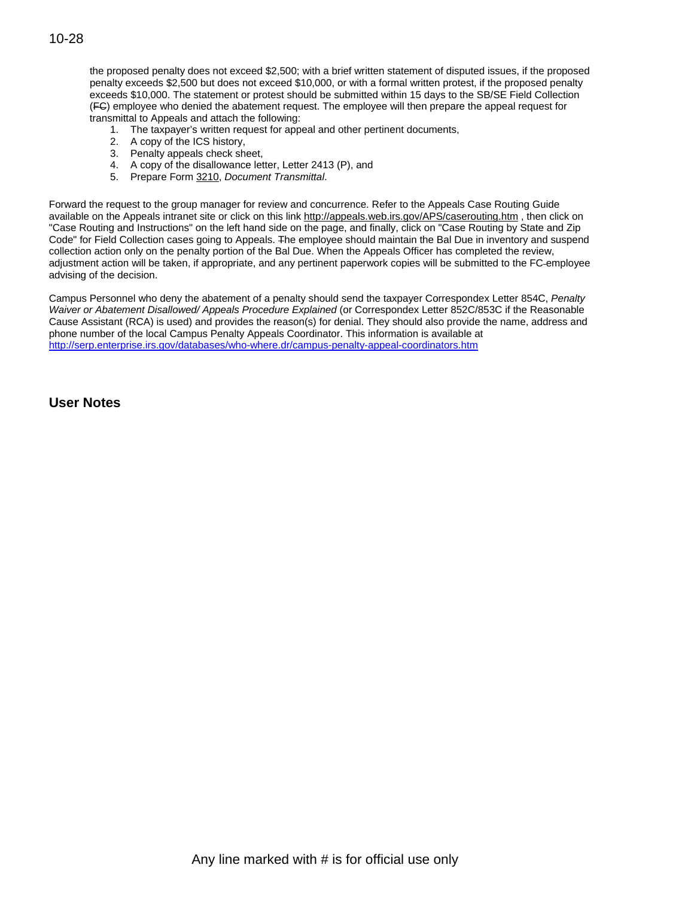the proposed penalty does not exceed $2,500; with a brief written statement of disputed issues, if the proposed penalty exceeds $2,500 but does not exceed $10,000, or with a formal written protest, if the proposed penalty exceeds $10,000. The statement or protest should be submitted within 15 days to the SB/SE Field Collection (~~FC~~) employee who denied the abatement request. The employee will then prepare the appeal request for transmittal to Appeals and attach the following:

1. The taxpayer's written request for appeal and other pertinent documents,
2. A copy of the ICS history,
3. Penalty appeals check sheet,
4. A copy of the disallowance letter, Letter 2413 (P), and
5. Prepare Form 3210, *Document Transmittal*.

Forward the request to the group manager for review and concurrence. Refer to the Appeals Case Routing Guide available on the Appeals intranet site or click on this link http://appeals.web.irs.gov/APS/caserouting.htm , then click on "Case Routing and Instructions" on the left hand side on the page, and finally, click on "Case Routing by State and Zip Code" for Field Collection cases going to Appeals. ~~T~~he employee should maintain the Bal Due in inventory and suspend collection action only on the penalty portion of the Bal Due. When the Appeals Officer has completed the review, adjustment action will be taken, if appropriate, and any pertinent paperwork copies will be submitted to the FC-employee advising of the decision.

Campus Personnel who deny the abatement of a penalty should send the taxpayer Correspondex Letter 854C, *Penalty Waiver or Abatement Disallowed/ Appeals Procedure Explained* (or Correspondex Letter 852C/853C if the Reasonable Cause Assistant (RCA) is used) and provides the reason(s) for denial. They should also provide the name, address and phone number of the local Campus Penalty Appeals Coordinator. This information is available at http://serp.enterprise.irs.gov/databases/who-where.dr/campus-penalty-appeal-coordinators.htm

## User Notes

Any line marked with # is for official use only